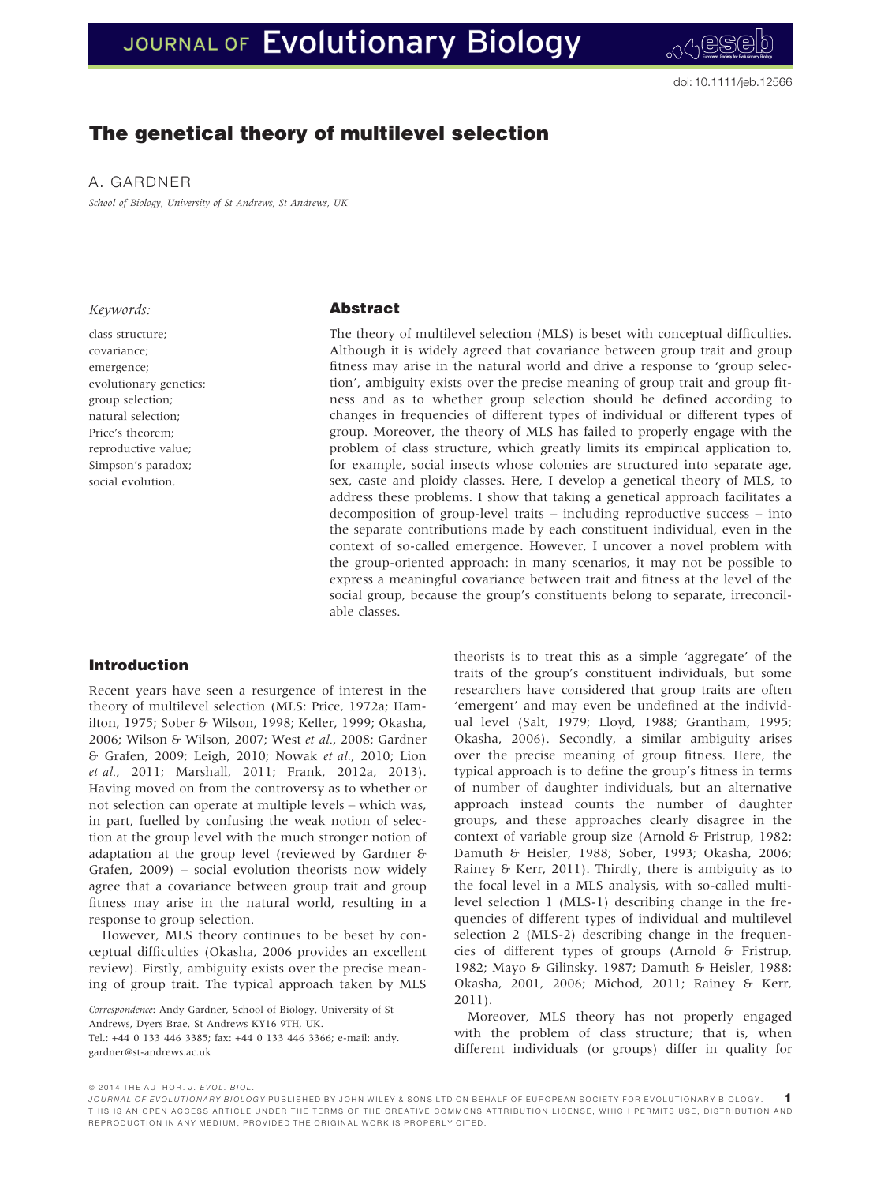doi: 10.1111/jeb.12566

# The genetical theory of multilevel selection

A. GARDNER

*School of Biology, University of St Andrews, St Andrews, UK*

*Keywords:*

class structure;
covariance;
emergence;
evolutionary genetics;
group selection;
natural selection;
Price's theorem;
reproductive value;
Simpson's paradox;
social evolution.

## Abstract

The theory of multilevel selection (MLS) is beset with conceptual difficulties. Although it is widely agreed that covariance between group trait and group fitness may arise in the natural world and drive a response to 'group selection', ambiguity exists over the precise meaning of group trait and group fitness and as to whether group selection should be defined according to changes in frequencies of different types of individual or different types of group. Moreover, the theory of MLS has failed to properly engage with the problem of class structure, which greatly limits its empirical application to, for example, social insects whose colonies are structured into separate age, sex, caste and ploidy classes. Here, I develop a genetical theory of MLS, to address these problems. I show that taking a genetical approach facilitates a decomposition of group-level traits – including reproductive success – into the separate contributions made by each constituent individual, even in the context of so-called emergence. However, I uncover a novel problem with the group-oriented approach: in many scenarios, it may not be possible to express a meaningful covariance between trait and fitness at the level of the social group, because the group's constituents belong to separate, irreconcilable classes.

## Introduction

Recent years have seen a resurgence of interest in the theory of multilevel selection (MLS: Price, 1972a; Hamilton, 1975; Sober & Wilson, 1998; Keller, 1999; Okasha, 2006; Wilson & Wilson, 2007; West *et al.*, 2008; Gardner & Grafen, 2009; Leigh, 2010; Nowak *et al.*, 2010; Lion *et al.*, 2011; Marshall, 2011; Frank, 2012a, 2013). Having moved on from the controversy as to whether or not selection can operate at multiple levels – which was, in part, fuelled by confusing the weak notion of selection at the group level with the much stronger notion of adaptation at the group level (reviewed by Gardner & Grafen, 2009) – social evolution theorists now widely agree that a covariance between group trait and group fitness may arise in the natural world, resulting in a response to group selection.

However, MLS theory continues to be beset by conceptual difficulties (Okasha, 2006 provides an excellent review). Firstly, ambiguity exists over the precise meaning of group trait. The typical approach taken by MLS theorists is to treat this as a simple 'aggregate' of the traits of the group's constituent individuals, but some researchers have considered that group traits are often 'emergent' and may even be undefined at the individual level (Salt, 1979; Lloyd, 1988; Grantham, 1995; Okasha, 2006). Secondly, a similar ambiguity arises over the precise meaning of group fitness. Here, the typical approach is to define the group's fitness in terms of number of daughter individuals, but an alternative approach instead counts the number of daughter groups, and these approaches clearly disagree in the context of variable group size (Arnold & Fristrup, 1982; Damuth & Heisler, 1988; Sober, 1993; Okasha, 2006; Rainey & Kerr, 2011). Thirdly, there is ambiguity as to the focal level in a MLS analysis, with so-called multilevel selection 1 (MLS-1) describing change in the frequencies of different types of individual and multilevel selection 2 (MLS-2) describing change in the frequencies of different types of groups (Arnold & Fristrup, 1982; Mayo & Gilinsky, 1987; Damuth & Heisler, 1988; Okasha, 2001, 2006; Michod, 2011; Rainey & Kerr, 2011).

Moreover, MLS theory has not properly engaged with the problem of class structure; that is, when different individuals (or groups) differ in quality for

*Correspondence*: Andy Gardner, School of Biology, University of St Andrews, Dyers Brae, St Andrews KY16 9TH, UK.
Tel.: +44 0 133 446 3385; fax: +44 0 133 446 3366; e-mail: andy.gardner@st-andrews.ac.uk

© 2014 THE AUTHOR. *J. EVOL. BIOL.*
JOURNAL OF EVOLUTIONARY BIOLOGY PUBLISHED BY JOHN WILEY & SONS LTD ON BEHALF OF EUROPEAN SOCIETY FOR EVOLUTIONARY BIOLOGY. THIS IS AN OPEN ACCESS ARTICLE UNDER THE TERMS OF THE CREATIVE COMMONS ATTRIBUTION LICENSE, WHICH PERMITS USE, DISTRIBUTION AND REPRODUCTION IN ANY MEDIUM, PROVIDED THE ORIGINAL WORK IS PROPERLY CITED.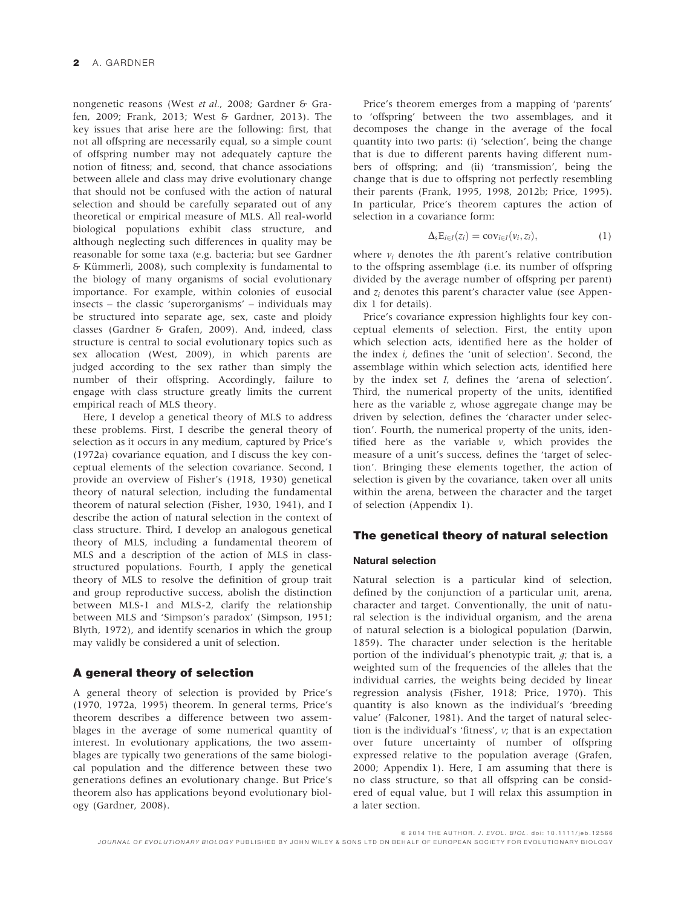nongenetic reasons (West *et al.*, 2008; Gardner & Grafen, 2009; Frank, 2013; West & Gardner, 2013). The key issues that arise here are the following: first, that not all offspring are necessarily equal, so a simple count of offspring number may not adequately capture the notion of fitness; and, second, that chance associations between allele and class may drive evolutionary change that should not be confused with the action of natural selection and should be carefully separated out of any theoretical or empirical measure of MLS. All real-world biological populations exhibit class structure, and although neglecting such differences in quality may be reasonable for some taxa (e.g. bacteria; but see Gardner & Kümmerli, 2008), such complexity is fundamental to the biology of many organisms of social evolutionary importance. For example, within colonies of eusocial insects – the classic 'superorganisms' – individuals may be structured into separate age, sex, caste and ploidy classes (Gardner & Grafen, 2009). And, indeed, class structure is central to social evolutionary topics such as sex allocation (West, 2009), in which parents are judged according to the sex rather than simply the number of their offspring. Accordingly, failure to engage with class structure greatly limits the current empirical reach of MLS theory.

Here, I develop a genetical theory of MLS to address these problems. First, I describe the general theory of selection as it occurs in any medium, captured by Price's (1972a) covariance equation, and I discuss the key conceptual elements of the selection covariance. Second, I provide an overview of Fisher's (1918, 1930) genetical theory of natural selection, including the fundamental theorem of natural selection (Fisher, 1930, 1941), and I describe the action of natural selection in the context of class structure. Third, I develop an analogous genetical theory of MLS, including a fundamental theorem of MLS and a description of the action of MLS in class-structured populations. Fourth, I apply the genetical theory of MLS to resolve the definition of group trait and group reproductive success, abolish the distinction between MLS-1 and MLS-2, clarify the relationship between MLS and 'Simpson's paradox' (Simpson, 1951; Blyth, 1972), and identify scenarios in which the group may validly be considered a unit of selection.

## A general theory of selection

A general theory of selection is provided by Price's (1970, 1972a, 1995) theorem. In general terms, Price's theorem describes a difference between two assemblages in the average of some numerical quantity of interest. In evolutionary applications, the two assemblages are typically two generations of the same biological population and the difference between these two generations defines an evolutionary change. But Price's theorem also has applications beyond evolutionary biology (Gardner, 2008).

Price's theorem emerges from a mapping of 'parents' to 'offspring' between the two assemblages, and it decomposes the change in the average of the focal quantity into two parts: (i) 'selection', being the change that is due to different parents having different numbers of offspring; and (ii) 'transmission', being the change that is due to offspring not perfectly resembling their parents (Frank, 1995, 1998, 2012b; Price, 1995). In particular, Price's theorem captures the action of selection in a covariance form:

$$\Delta_s \mathrm{E}_{i \in I}(z_i) = \mathrm{cov}_{i \in I}(v_i, z_i), \tag{1}$$

where $v_i$ denotes the $i$th parent's relative contribution to the offspring assemblage (i.e. its number of offspring divided by the average number of offspring per parent) and $z_i$ denotes this parent's character value (see Appendix 1 for details).

Price's covariance expression highlights four key conceptual elements of selection. First, the entity upon which selection acts, identified here as the holder of the index $i$, defines the 'unit of selection'. Second, the assemblage within which selection acts, identified here by the index set $I$, defines the 'arena of selection'. Third, the numerical property of the units, identified here as the variable $z$, whose aggregate change may be driven by selection, defines the 'character under selection'. Fourth, the numerical property of the units, identified here as the variable $v$, which provides the measure of a unit's success, defines the 'target of selection'. Bringing these elements together, the action of selection is given by the covariance, taken over all units within the arena, between the character and the target of selection (Appendix 1).

## The genetical theory of natural selection

### Natural selection

Natural selection is a particular kind of selection, defined by the conjunction of a particular unit, arena, character and target. Conventionally, the unit of natural selection is the individual organism, and the arena of natural selection is a biological population (Darwin, 1859). The character under selection is the heritable portion of the individual's phenotypic trait, $g$; that is, a weighted sum of the frequencies of the alleles that the individual carries, the weights being decided by linear regression analysis (Fisher, 1918; Price, 1970). This quantity is also known as the individual's 'breeding value' (Falconer, 1981). And the target of natural selection is the individual's 'fitness', $v$; that is an expectation over future uncertainty of number of offspring expressed relative to the population average (Grafen, 2000; Appendix 1). Here, I am assuming that there is no class structure, so that all offspring can be considered of equal value, but I will relax this assumption in a later section.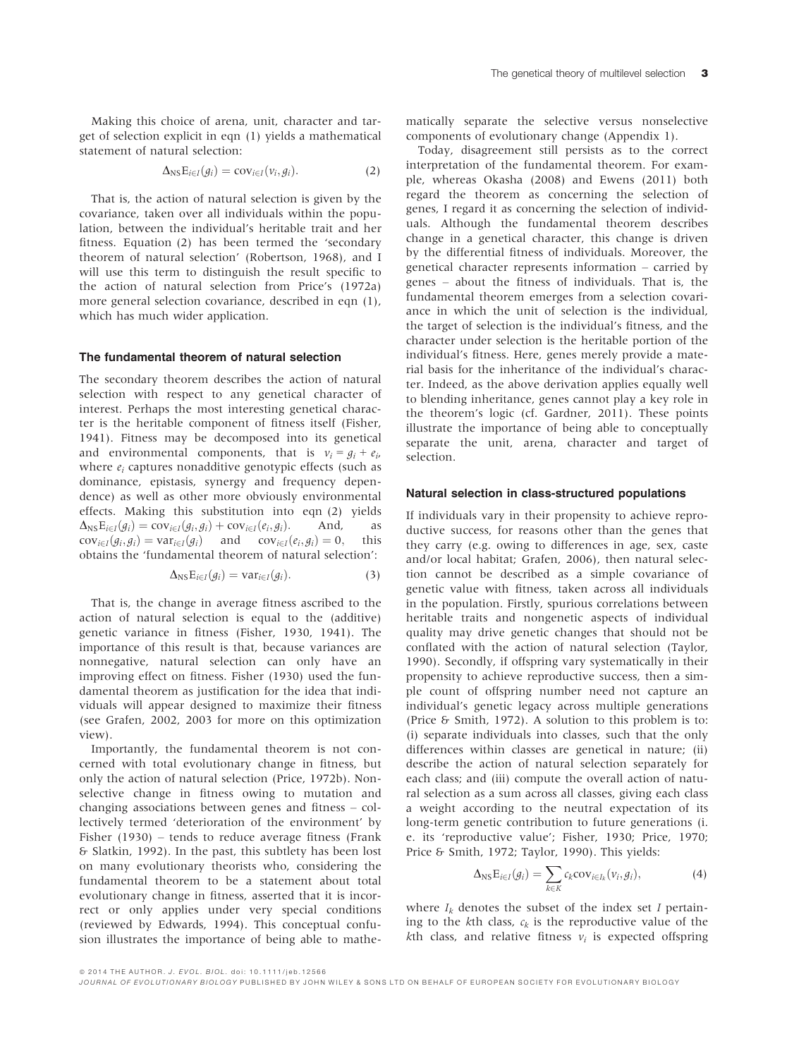Making this choice of arena, unit, character and target of selection explicit in eqn (1) yields a mathematical statement of natural selection:

$$\Delta_{\rm NS}\mathrm{E}_{i\in I}(g_i) = \mathrm{cov}_{i\in I}(v_i, g_i). \tag{2}$$

That is, the action of natural selection is given by the covariance, taken over all individuals within the population, between the individual's heritable trait and her fitness. Equation (2) has been termed the 'secondary theorem of natural selection' (Robertson, 1968), and I will use this term to distinguish the result specific to the action of natural selection from Price's (1972a) more general selection covariance, described in eqn (1), which has much wider application.

### The fundamental theorem of natural selection

The secondary theorem describes the action of natural selection with respect to any genetical character of interest. Perhaps the most interesting genetical character is the heritable component of fitness itself (Fisher, 1941). Fitness may be decomposed into its genetical and environmental components, that is $v_i = g_i + e_i$, where $e_i$ captures nonadditive genotypic effects (such as dominance, epistasis, synergy and frequency dependence) as well as other more obviously environmental effects. Making this substitution into eqn (2) yields $\Delta_{\rm NS}\mathrm{E}_{i\in I}(g_i) = \mathrm{cov}_{i\in I}(g_i, g_i) + \mathrm{cov}_{i\in I}(e_i, g_i)$. And, as $\mathrm{cov}_{i\in I}(g_i, g_i) = \mathrm{var}_{i\in I}(g_i)$ and $\mathrm{cov}_{i\in I}(e_i, g_i) = 0$, this obtains the 'fundamental theorem of natural selection':

$$\Delta_{\rm NS}\mathrm{E}_{i\in I}(g_i) = \mathrm{var}_{i\in I}(g_i). \tag{3}$$

That is, the change in average fitness ascribed to the action of natural selection is equal to the (additive) genetic variance in fitness (Fisher, 1930, 1941). The importance of this result is that, because variances are nonnegative, natural selection can only have an improving effect on fitness. Fisher (1930) used the fundamental theorem as justification for the idea that individuals will appear designed to maximize their fitness (see Grafen, 2002, 2003 for more on this optimization view).

Importantly, the fundamental theorem is not concerned with total evolutionary change in fitness, but only the action of natural selection (Price, 1972b). Nonselective change in fitness owing to mutation and changing associations between genes and fitness – collectively termed 'deterioration of the environment' by Fisher (1930) – tends to reduce average fitness (Frank & Slatkin, 1992). In the past, this subtlety has been lost on many evolutionary theorists who, considering the fundamental theorem to be a statement about total evolutionary change in fitness, asserted that it is incorrect or only applies under very special conditions (reviewed by Edwards, 1994). This conceptual confusion illustrates the importance of being able to mathematically separate the selective versus nonselective components of evolutionary change (Appendix 1).

Today, disagreement still persists as to the correct interpretation of the fundamental theorem. For example, whereas Okasha (2008) and Ewens (2011) both regard the theorem as concerning the selection of genes, I regard it as concerning the selection of individuals. Although the fundamental theorem describes change in a genetical character, this change is driven by the differential fitness of individuals. Moreover, the genetical character represents information – carried by genes – about the fitness of individuals. That is, the fundamental theorem emerges from a selection covariance in which the unit of selection is the individual, the target of selection is the individual's fitness, and the character under selection is the heritable portion of the individual's fitness. Here, genes merely provide a material basis for the inheritance of the individual's character. Indeed, as the above derivation applies equally well to blending inheritance, genes cannot play a key role in the theorem's logic (cf. Gardner, 2011). These points illustrate the importance of being able to conceptually separate the unit, arena, character and target of selection.

### Natural selection in class-structured populations

If individuals vary in their propensity to achieve reproductive success, for reasons other than the genes that they carry (e.g. owing to differences in age, sex, caste and/or local habitat; Grafen, 2006), then natural selection cannot be described as a simple covariance of genetic value with fitness, taken across all individuals in the population. Firstly, spurious correlations between heritable traits and nongenetic aspects of individual quality may drive genetic changes that should not be conflated with the action of natural selection (Taylor, 1990). Secondly, if offspring vary systematically in their propensity to achieve reproductive success, then a simple count of offspring number need not capture an individual's genetic legacy across multiple generations (Price & Smith, 1972). A solution to this problem is to: (i) separate individuals into classes, such that the only differences within classes are genetical in nature; (ii) describe the action of natural selection separately for each class; and (iii) compute the overall action of natural selection as a sum across all classes, giving each class a weight according to the neutral expectation of its long-term genetic contribution to future generations (i.e. its 'reproductive value'; Fisher, 1930; Price, 1970; Price & Smith, 1972; Taylor, 1990). This yields:

$$\Delta_{\rm NS}\mathrm{E}_{i\in I}(g_i) = \sum_{k\in K} c_k \mathrm{cov}_{i\in I_k}(v_i, g_i), \tag{4}$$

where $I_k$ denotes the subset of the index set $I$ pertaining to the $k$th class, $c_k$ is the reproductive value of the $k$th class, and relative fitness $v_i$ is expected offspring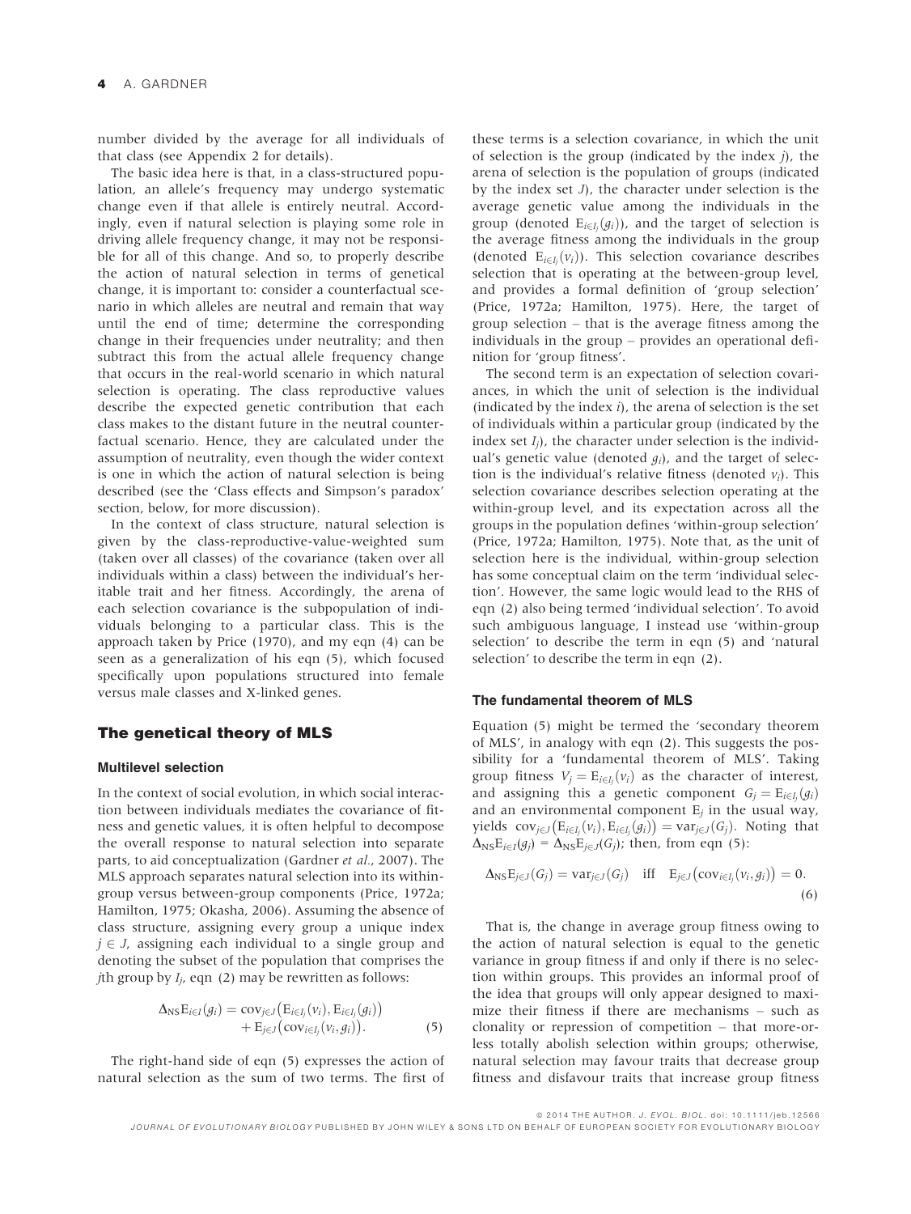number divided by the average for all individuals of that class (see Appendix 2 for details).

The basic idea here is that, in a class-structured population, an allele's frequency may undergo systematic change even if that allele is entirely neutral. Accordingly, even if natural selection is playing some role in driving allele frequency change, it may not be responsible for all of this change. And so, to properly describe the action of natural selection in terms of genetical change, it is important to: consider a counterfactual scenario in which alleles are neutral and remain that way until the end of time; determine the corresponding change in their frequencies under neutrality; and then subtract this from the actual allele frequency change that occurs in the real-world scenario in which natural selection is operating. The class reproductive values describe the expected genetic contribution that each class makes to the distant future in the neutral counterfactual scenario. Hence, they are calculated under the assumption of neutrality, even though the wider context is one in which the action of natural selection is being described (see the 'Class effects and Simpson's paradox' section, below, for more discussion).

In the context of class structure, natural selection is given by the class-reproductive-value-weighted sum (taken over all classes) of the covariance (taken over all individuals within a class) between the individual's heritable trait and her fitness. Accordingly, the arena of each selection covariance is the subpopulation of individuals belonging to a particular class. This is the approach taken by Price (1970), and my eqn (4) can be seen as a generalization of his eqn (5), which focused specifically upon populations structured into female versus male classes and X-linked genes.

## The genetical theory of MLS

### Multilevel selection

In the context of social evolution, in which social interaction between individuals mediates the covariance of fitness and genetic values, it is often helpful to decompose the overall response to natural selection into separate parts, to aid conceptualization (Gardner *et al.*, 2007). The MLS approach separates natural selection into its within-group versus between-group components (Price, 1972a; Hamilton, 1975; Okasha, 2006). Assuming the absence of class structure, assigning every group a unique index $j \in J$, assigning each individual to a single group and denoting the subset of the population that comprises the $j$th group by $I_j$, eqn (2) may be rewritten as follows:

$$\Delta_{\text{NS}}\text{E}_{i\in I}(g_i) = \text{cov}_{j\in J}\big(\text{E}_{i\in I_j}(v_i), \text{E}_{i\in I_j}(g_i)\big) + \text{E}_{j\in J}\big(\text{cov}_{i\in I_j}(v_i, g_i)\big). \tag{5}$$

The right-hand side of eqn (5) expresses the action of natural selection as the sum of two terms. The first of these terms is a selection covariance, in which the unit of selection is the group (indicated by the index $j$), the arena of selection is the population of groups (indicated by the index set $J$), the character under selection is the average genetic value among the individuals in the group (denoted $\text{E}_{i\in I_j}(g_i)$), and the target of selection is the average fitness among the individuals in the group (denoted $\text{E}_{i\in I_j}(v_i)$). This selection covariance describes selection that is operating at the between-group level, and provides a formal definition of 'group selection' (Price, 1972a; Hamilton, 1975). Here, the target of group selection – that is the average fitness among the individuals in the group – provides an operational definition for 'group fitness'.

The second term is an expectation of selection covariances, in which the unit of selection is the individual (indicated by the index $i$), the arena of selection is the set of individuals within a particular group (indicated by the index set $I_j$), the character under selection is the individual's genetic value (denoted $g_i$), and the target of selection is the individual's relative fitness (denoted $v_i$). This selection covariance describes selection operating at the within-group level, and its expectation across all the groups in the population defines 'within-group selection' (Price, 1972a; Hamilton, 1975). Note that, as the unit of selection here is the individual, within-group selection has some conceptual claim on the term 'individual selection'. However, the same logic would lead to the RHS of eqn (2) also being termed 'individual selection'. To avoid such ambiguous language, I instead use 'within-group selection' to describe the term in eqn (5) and 'natural selection' to describe the term in eqn (2).

### The fundamental theorem of MLS

Equation (5) might be termed the 'secondary theorem of MLS', in analogy with eqn (2). This suggests the possibility for a 'fundamental theorem of MLS'. Taking group fitness $V_j = \text{E}_{i\in I_j}(v_i)$ as the character of interest, and assigning this a genetic component $G_j = \text{E}_{i\in I_j}(g_i)$ and an environmental component $\text{E}_j$ in the usual way, yields $\text{cov}_{j\in J}\big(\text{E}_{i\in I_j}(v_i), \text{E}_{i\in I_j}(g_i)\big) = \text{var}_{j\in J}(G_j)$. Noting that $\Delta_{\text{NS}}\text{E}_{i\in I}(g_j) = \Delta_{\text{NS}}\text{E}_{j\in J}(G_j)$; then, from eqn (5):

$$\Delta_{\text{NS}}\text{E}_{j\in J}(G_j) = \text{var}_{j\in J}(G_j) \quad \text{iff} \quad \text{E}_{j\in J}\big(\text{cov}_{i\in I_j}(v_i, g_i)\big) = 0. \tag{6}$$

That is, the change in average group fitness owing to the action of natural selection is equal to the genetic variance in group fitness if and only if there is no selection within groups. This provides an informal proof of the idea that groups will only appear designed to maximize their fitness if there are mechanisms – such as clonality or repression of competition – that more-or-less totally abolish selection within groups; otherwise, natural selection may favour traits that decrease group fitness and disfavour traits that increase group fitness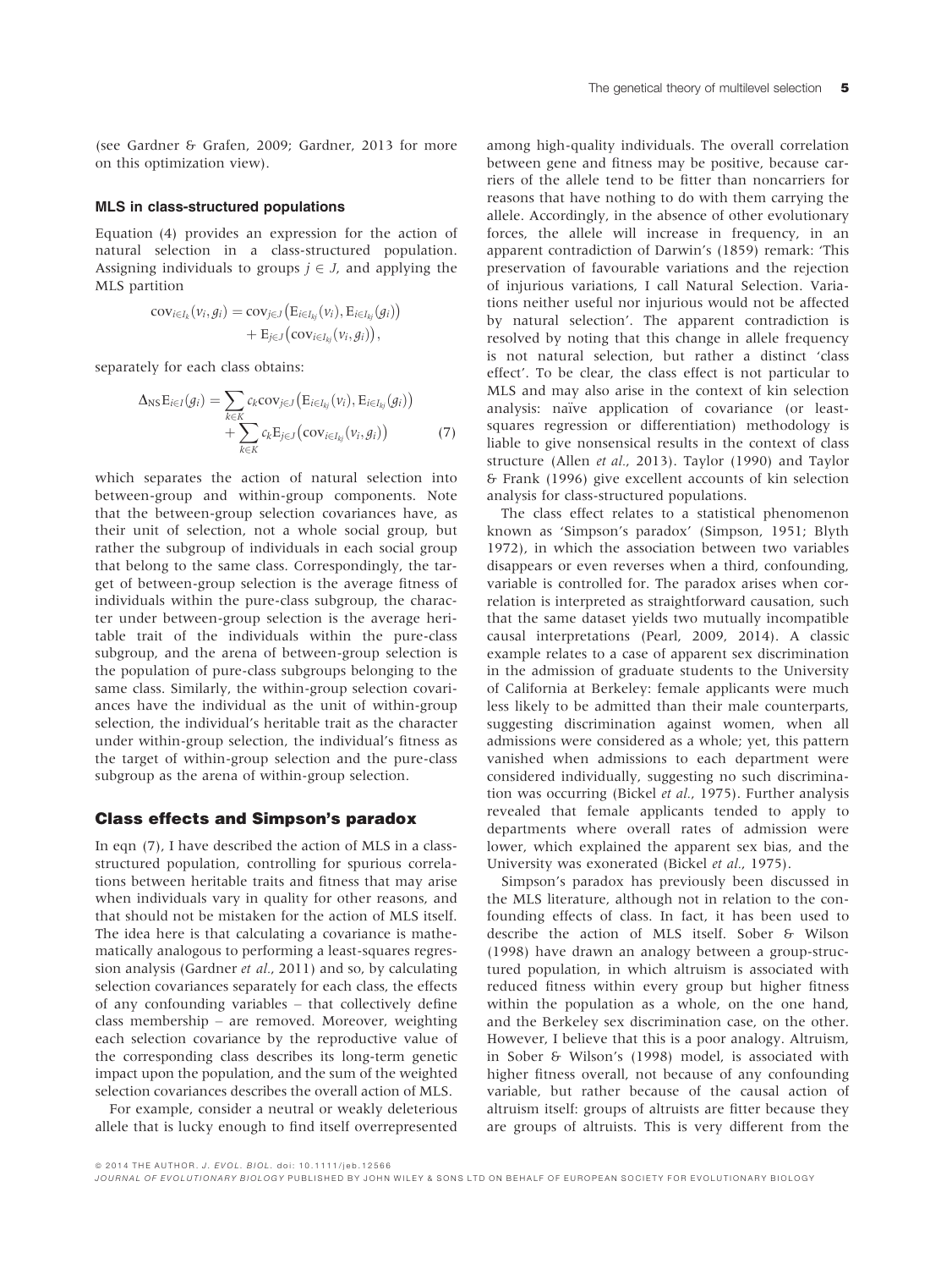(see Gardner & Grafen, 2009; Gardner, 2013 for more on this optimization view).

### MLS in class-structured populations

Equation (4) provides an expression for the action of natural selection in a class-structured population. Assigning individuals to groups $j \in J$, and applying the MLS partition

$$\mathrm{cov}_{i\in I_k}(v_i, g_i) = \mathrm{cov}_{j\in J}\big(\mathrm{E}_{i\in I_{kj}}(v_i), \mathrm{E}_{i\in I_{kj}}(g_i)\big) + \mathrm{E}_{j\in J}\big(\mathrm{cov}_{i\in I_{kj}}(v_i, g_i)\big),$$

separately for each class obtains:

$$\Delta_{\mathrm{NS}}\mathrm{E}_{i\in I}(g_i) = \sum_{k\in K} c_k \mathrm{cov}_{j\in J}\big(\mathrm{E}_{i\in I_{kj}}(v_i), \mathrm{E}_{i\in I_{kj}}(g_i)\big) + \sum_{k\in K} c_k \mathrm{E}_{j\in J}\big(\mathrm{cov}_{i\in I_{kj}}(v_i, g_i)\big) \tag{7}$$

which separates the action of natural selection into between-group and within-group components. Note that the between-group selection covariances have, as their unit of selection, not a whole social group, but rather the subgroup of individuals in each social group that belong to the same class. Correspondingly, the target of between-group selection is the average fitness of individuals within the pure-class subgroup, the character under between-group selection is the average heritable trait of the individuals within the pure-class subgroup, and the arena of between-group selection is the population of pure-class subgroups belonging to the same class. Similarly, the within-group selection covariances have the individual as the unit of within-group selection, the individual's heritable trait as the character under within-group selection, the individual's fitness as the target of within-group selection and the pure-class subgroup as the arena of within-group selection.

## Class effects and Simpson's paradox

In eqn (7), I have described the action of MLS in a class-structured population, controlling for spurious correlations between heritable traits and fitness that may arise when individuals vary in quality for other reasons, and that should not be mistaken for the action of MLS itself. The idea here is that calculating a covariance is mathematically analogous to performing a least-squares regression analysis (Gardner *et al.*, 2011) and so, by calculating selection covariances separately for each class, the effects of any confounding variables – that collectively define class membership – are removed. Moreover, weighting each selection covariance by the reproductive value of the corresponding class describes its long-term genetic impact upon the population, and the sum of the weighted selection covariances describes the overall action of MLS.

For example, consider a neutral or weakly deleterious allele that is lucky enough to find itself overrepresented among high-quality individuals. The overall correlation between gene and fitness may be positive, because carriers of the allele tend to be fitter than noncarriers for reasons that have nothing to do with them carrying the allele. Accordingly, in the absence of other evolutionary forces, the allele will increase in frequency, in an apparent contradiction of Darwin's (1859) remark: 'This preservation of favourable variations and the rejection of injurious variations, I call Natural Selection. Variations neither useful nor injurious would not be affected by natural selection'. The apparent contradiction is resolved by noting that this change in allele frequency is not natural selection, but rather a distinct 'class effect'. To be clear, the class effect is not particular to MLS and may also arise in the context of kin selection analysis: naïve application of covariance (or least-squares regression or differentiation) methodology is liable to give nonsensical results in the context of class structure (Allen *et al.*, 2013). Taylor (1990) and Taylor & Frank (1996) give excellent accounts of kin selection analysis for class-structured populations.

The class effect relates to a statistical phenomenon known as 'Simpson's paradox' (Simpson, 1951; Blyth 1972), in which the association between two variables disappears or even reverses when a third, confounding, variable is controlled for. The paradox arises when correlation is interpreted as straightforward causation, such that the same dataset yields two mutually incompatible causal interpretations (Pearl, 2009, 2014). A classic example relates to a case of apparent sex discrimination in the admission of graduate students to the University of California at Berkeley: female applicants were much less likely to be admitted than their male counterparts, suggesting discrimination against women, when all admissions were considered as a whole; yet, this pattern vanished when admissions to each department were considered individually, suggesting no such discrimination was occurring (Bickel *et al.*, 1975). Further analysis revealed that female applicants tended to apply to departments where overall rates of admission were lower, which explained the apparent sex bias, and the University was exonerated (Bickel *et al.*, 1975).

Simpson's paradox has previously been discussed in the MLS literature, although not in relation to the confounding effects of class. In fact, it has been used to describe the action of MLS itself. Sober & Wilson (1998) have drawn an analogy between a group-structured population, in which altruism is associated with reduced fitness within every group but higher fitness within the population as a whole, on the one hand, and the Berkeley sex discrimination case, on the other. However, I believe that this is a poor analogy. Altruism, in Sober & Wilson's (1998) model, is associated with higher fitness overall, not because of any confounding variable, but rather because of the causal action of altruism itself: groups of altruists are fitter because they are groups of altruists. This is very different from the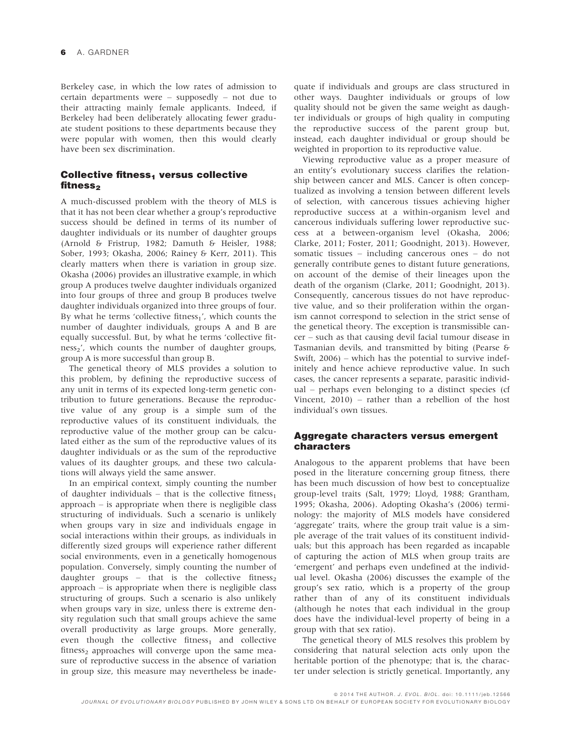Berkeley case, in which the low rates of admission to certain departments were – supposedly – not due to their attracting mainly female applicants. Indeed, if Berkeley had been deliberately allocating fewer graduate student positions to these departments because they were popular with women, then this would clearly have been sex discrimination.

## Collective fitness$_1$ versus collective fitness$_2$

A much-discussed problem with the theory of MLS is that it has not been clear whether a group's reproductive success should be defined in terms of its number of daughter individuals or its number of daughter groups (Arnold & Fristrup, 1982; Damuth & Heisler, 1988; Sober, 1993; Okasha, 2006; Rainey & Kerr, 2011). This clearly matters when there is variation in group size. Okasha (2006) provides an illustrative example, in which group A produces twelve daughter individuals organized into four groups of three and group B produces twelve daughter individuals organized into three groups of four. By what he terms 'collective fitness$_1$', which counts the number of daughter individuals, groups A and B are equally successful. But, by what he terms 'collective fitness$_2$', which counts the number of daughter groups, group A is more successful than group B.

The genetical theory of MLS provides a solution to this problem, by defining the reproductive success of any unit in terms of its expected long-term genetic contribution to future generations. Because the reproductive value of any group is a simple sum of the reproductive values of its constituent individuals, the reproductive value of the mother group can be calculated either as the sum of the reproductive values of its daughter individuals or as the sum of the reproductive values of its daughter groups, and these two calculations will always yield the same answer.

In an empirical context, simply counting the number of daughter individuals – that is the collective fitness$_1$ approach – is appropriate when there is negligible class structuring of individuals. Such a scenario is unlikely when groups vary in size and individuals engage in social interactions within their groups, as individuals in differently sized groups will experience rather different social environments, even in a genetically homogenous population. Conversely, simply counting the number of daughter groups – that is the collective fitness$_2$ approach – is appropriate when there is negligible class structuring of groups. Such a scenario is also unlikely when groups vary in size, unless there is extreme density regulation such that small groups achieve the same overall productivity as large groups. More generally, even though the collective fitness$_1$ and collective fitness$_2$ approaches will converge upon the same measure of reproductive success in the absence of variation in group size, this measure may nevertheless be inadequate if individuals and groups are class structured in other ways. Daughter individuals or groups of low quality should not be given the same weight as daughter individuals or groups of high quality in computing the reproductive success of the parent group but, instead, each daughter individual or group should be weighted in proportion to its reproductive value.

Viewing reproductive value as a proper measure of an entity's evolutionary success clarifies the relationship between cancer and MLS. Cancer is often conceptualized as involving a tension between different levels of selection, with cancerous tissues achieving higher reproductive success at a within-organism level and cancerous individuals suffering lower reproductive success at a between-organism level (Okasha, 2006; Clarke, 2011; Foster, 2011; Goodnight, 2013). However, somatic tissues – including cancerous ones – do not generally contribute genes to distant future generations, on account of the demise of their lineages upon the death of the organism (Clarke, 2011; Goodnight, 2013). Consequently, cancerous tissues do not have reproductive value, and so their proliferation within the organism cannot correspond to selection in the strict sense of the genetical theory. The exception is transmissible cancer – such as that causing devil facial tumour disease in Tasmanian devils, and transmitted by biting (Pearse & Swift, 2006) – which has the potential to survive indefinitely and hence achieve reproductive value. In such cases, the cancer represents a separate, parasitic individual – perhaps even belonging to a distinct species (cf Vincent, 2010) – rather than a rebellion of the host individual's own tissues.

## Aggregate characters versus emergent characters

Analogous to the apparent problems that have been posed in the literature concerning group fitness, there has been much discussion of how best to conceptualize group-level traits (Salt, 1979; Lloyd, 1988; Grantham, 1995; Okasha, 2006). Adopting Okasha's (2006) terminology: the majority of MLS models have considered 'aggregate' traits, where the group trait value is a simple average of the trait values of its constituent individuals; but this approach has been regarded as incapable of capturing the action of MLS when group traits are 'emergent' and perhaps even undefined at the individual level. Okasha (2006) discusses the example of the group's sex ratio, which is a property of the group rather than of any of its constituent individuals (although he notes that each individual in the group does have the individual-level property of being in a group with that sex ratio).

The genetical theory of MLS resolves this problem by considering that natural selection acts only upon the heritable portion of the phenotype; that is, the character under selection is strictly genetical. Importantly, any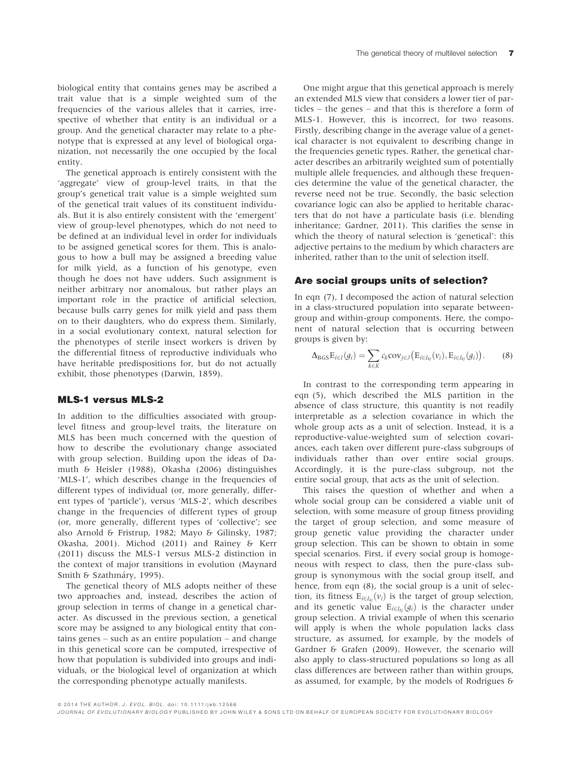biological entity that contains genes may be ascribed a trait value that is a simple weighted sum of the frequencies of the various alleles that it carries, irrespective of whether that entity is an individual or a group. And the genetical character may relate to a phenotype that is expressed at any level of biological organization, not necessarily the one occupied by the focal entity.

The genetical approach is entirely consistent with the 'aggregate' view of group-level traits, in that the group's genetical trait value is a simple weighted sum of the genetical trait values of its constituent individuals. But it is also entirely consistent with the 'emergent' view of group-level phenotypes, which do not need to be defined at an individual level in order for individuals to be assigned genetical scores for them. This is analogous to how a bull may be assigned a breeding value for milk yield, as a function of his genotype, even though he does not have udders. Such assignment is neither arbitrary nor anomalous, but rather plays an important role in the practice of artificial selection, because bulls carry genes for milk yield and pass them on to their daughters, who do express them. Similarly, in a social evolutionary context, natural selection for the phenotypes of sterile insect workers is driven by the differential fitness of reproductive individuals who have heritable predispositions for, but do not actually exhibit, those phenotypes (Darwin, 1859).

## MLS-1 versus MLS-2

In addition to the difficulties associated with group-level fitness and group-level traits, the literature on MLS has been much concerned with the question of how to describe the evolutionary change associated with group selection. Building upon the ideas of Damuth & Heisler (1988), Okasha (2006) distinguishes 'MLS-1', which describes change in the frequencies of different types of individual (or, more generally, different types of 'particle'), versus 'MLS-2', which describes change in the frequencies of different types of group (or, more generally, different types of 'collective'; see also Arnold & Fristrup, 1982; Mayo & Gilinsky, 1987; Okasha, 2001). Michod (2011) and Rainey & Kerr (2011) discuss the MLS-1 versus MLS-2 distinction in the context of major transitions in evolution (Maynard Smith & Szathmáry, 1995).

The genetical theory of MLS adopts neither of these two approaches and, instead, describes the action of group selection in terms of change in a genetical character. As discussed in the previous section, a genetical score may be assigned to any biological entity that contains genes – such as an entire population – and change in this genetical score can be computed, irrespective of how that population is subdivided into groups and individuals, or the biological level of organization at which the corresponding phenotype actually manifests.

One might argue that this genetical approach is merely an extended MLS view that considers a lower tier of particles – the genes – and that this is therefore a form of MLS-1. However, this is incorrect, for two reasons. Firstly, describing change in the average value of a genetical character is not equivalent to describing change in the frequencies genetic types. Rather, the genetical character describes an arbitrarily weighted sum of potentially multiple allele frequencies, and although these frequencies determine the value of the genetical character, the reverse need not be true. Secondly, the basic selection covariance logic can also be applied to heritable characters that do not have a particulate basis (i.e. blending inheritance; Gardner, 2011). This clarifies the sense in which the theory of natural selection is 'genetical': this adjective pertains to the medium by which characters are inherited, rather than to the unit of selection itself.

## Are social groups units of selection?

In eqn (7), I decomposed the action of natural selection in a class-structured population into separate between-group and within-group components. Here, the component of natural selection that is occurring between groups is given by:

$$\Delta_{\mathrm{BGS}}\mathrm{E}_{i\in I}(g_i) = \sum_{k\in K} c_k \mathrm{cov}_{j\in J}\left(\mathrm{E}_{i\in I_{kj}}(v_i), \mathrm{E}_{i\in I_{kj}}(g_i)\right). \qquad (8)$$

In contrast to the corresponding term appearing in eqn (5), which described the MLS partition in the absence of class structure, this quantity is not readily interpretable as a selection covariance in which the whole group acts as a unit of selection. Instead, it is a reproductive-value-weighted sum of selection covariances, each taken over different pure-class subgroups of individuals rather than over entire social groups. Accordingly, it is the pure-class subgroup, not the entire social group, that acts as the unit of selection.

This raises the question of whether and when a whole social group can be considered a viable unit of selection, with some measure of group fitness providing the target of group selection, and some measure of group genetic value providing the character under group selection. This can be shown to obtain in some special scenarios. First, if every social group is homogeneous with respect to class, then the pure-class subgroup is synonymous with the social group itself, and hence, from eqn (8), the social group is a unit of selection, its fitness $\mathrm{E}_{i\in I_{kj}}(v_i)$ is the target of group selection, and its genetic value $\mathrm{E}_{i\in I_{kj}}(g_i)$ is the character under group selection. A trivial example of when this scenario will apply is when the whole population lacks class structure, as assumed, for example, by the models of Gardner & Grafen (2009). However, the scenario will also apply to class-structured populations so long as all class differences are between rather than within groups, as assumed, for example, by the models of Rodrigues &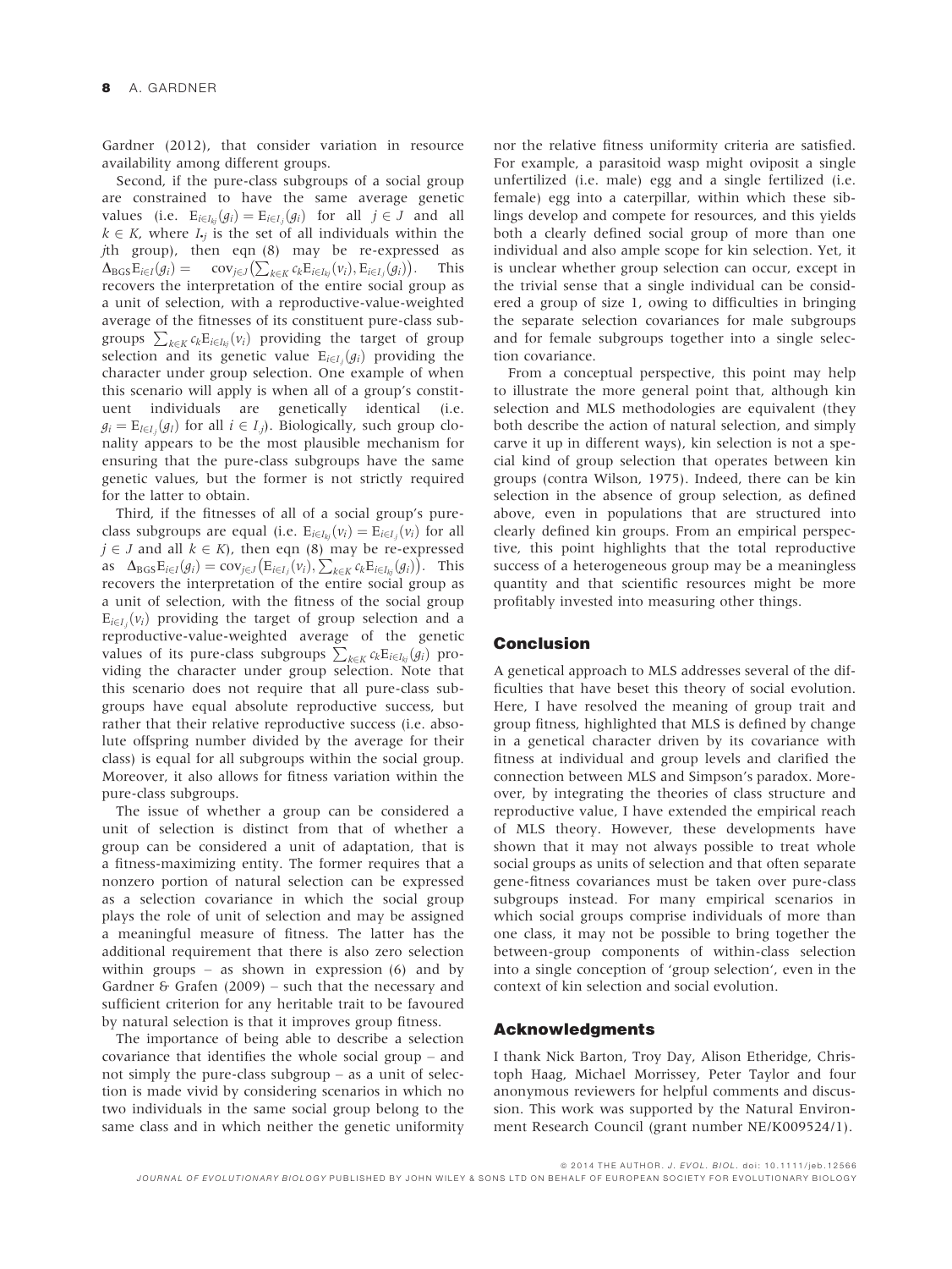Gardner (2012), that consider variation in resource availability among different groups.

Second, if the pure-class subgroups of a social group are constrained to have the same average genetic values (i.e. $\mathrm{E}_{i\in I_{kj}}(g_i) = \mathrm{E}_{i\in I_{\bullet j}}(g_i)$ for all $j \in J$ and all $k \in K$, where $I_{\bullet j}$ is the set of all individuals within the $j$th group), then eqn (8) may be re-expressed as $\Delta_{\mathrm{BGS}}\mathrm{E}_{i\in I}(g_i) = \mathrm{cov}_{j\in J}\left(\sum_{k\in K} c_k \mathrm{E}_{i\in I_{kj}}(v_i), \mathrm{E}_{i\in I_{\bullet j}}(g_i)\right)$. This recovers the interpretation of the entire social group as a unit of selection, with a reproductive-value-weighted average of the fitnesses of its constituent pure-class subgroups $\sum_{k\in K} c_k \mathrm{E}_{i\in I_{kj}}(v_i)$ providing the target of group selection and its genetic value $\mathrm{E}_{i\in I_{\bullet j}}(g_i)$ providing the character under group selection. One example of when this scenario will apply is when all of a group's constituent individuals are genetically identical (i.e. $g_i = \mathrm{E}_{l\in I_{\bullet j}}(g_l)$ for all $i \in I_{\bullet j}$). Biologically, such group clonality appears to be the most plausible mechanism for ensuring that the pure-class subgroups have the same genetic values, but the former is not strictly required for the latter to obtain.

Third, if the fitnesses of all of a social group's pure-class subgroups are equal (i.e. $\mathrm{E}_{i\in I_{kj}}(v_i) = \mathrm{E}_{i\in I_{\bullet j}}(v_i)$ for all $j \in J$ and all $k \in K$), then eqn (8) may be re-expressed as $\Delta_{\mathrm{BGS}}\mathrm{E}_{i\in I}(g_i) = \mathrm{cov}_{j\in J}\left(\mathrm{E}_{i\in I_{\bullet j}}(v_i), \sum_{k\in K} c_k \mathrm{E}_{i\in I_{kj}}(g_i)\right)$. This recovers the interpretation of the entire social group as a unit of selection, with the fitness of the social group $\mathrm{E}_{i\in I_{\bullet j}}(v_i)$ providing the target of group selection and a reproductive-value-weighted average of the genetic values of its pure-class subgroups $\sum_{k\in K} c_k \mathrm{E}_{i\in I_{kj}}(g_i)$ providing the character under group selection. Note that this scenario does not require that all pure-class subgroups have equal absolute reproductive success, but rather that their relative reproductive success (i.e. absolute offspring number divided by the average for their class) is equal for all subgroups within the social group. Moreover, it also allows for fitness variation within the pure-class subgroups.

The issue of whether a group can be considered a unit of selection is distinct from that of whether a group can be considered a unit of adaptation, that is a fitness-maximizing entity. The former requires that a nonzero portion of natural selection can be expressed as a selection covariance in which the social group plays the role of unit of selection and may be assigned a meaningful measure of fitness. The latter has the additional requirement that there is also zero selection within groups – as shown in expression (6) and by Gardner & Grafen (2009) – such that the necessary and sufficient criterion for any heritable trait to be favoured by natural selection is that it improves group fitness.

The importance of being able to describe a selection covariance that identifies the whole social group – and not simply the pure-class subgroup – as a unit of selection is made vivid by considering scenarios in which no two individuals in the same social group belong to the same class and in which neither the genetic uniformity nor the relative fitness uniformity criteria are satisfied. For example, a parasitoid wasp might oviposit a single unfertilized (i.e. male) egg and a single fertilized (i.e. female) egg into a caterpillar, within which these siblings develop and compete for resources, and this yields both a clearly defined social group of more than one individual and also ample scope for kin selection. Yet, it is unclear whether group selection can occur, except in the trivial sense that a single individual can be considered a group of size 1, owing to difficulties in bringing the separate selection covariances for male subgroups and for female subgroups together into a single selection covariance.

From a conceptual perspective, this point may help to illustrate the more general point that, although kin selection and MLS methodologies are equivalent (they both describe the action of natural selection, and simply carve it up in different ways), kin selection is not a special kind of group selection that operates between kin groups (contra Wilson, 1975). Indeed, there can be kin selection in the absence of group selection, as defined above, even in populations that are structured into clearly defined kin groups. From an empirical perspective, this point highlights that the total reproductive success of a heterogeneous group may be a meaningless quantity and that scientific resources might be more profitably invested into measuring other things.

## Conclusion

A genetical approach to MLS addresses several of the difficulties that have beset this theory of social evolution. Here, I have resolved the meaning of group trait and group fitness, highlighted that MLS is defined by change in a genetical character driven by its covariance with fitness at individual and group levels and clarified the connection between MLS and Simpson's paradox. Moreover, by integrating the theories of class structure and reproductive value, I have extended the empirical reach of MLS theory. However, these developments have shown that it may not always possible to treat whole social groups as units of selection and that often separate gene-fitness covariances must be taken over pure-class subgroups instead. For many empirical scenarios in which social groups comprise individuals of more than one class, it may not be possible to bring together the between-group components of within-class selection into a single conception of 'group selection', even in the context of kin selection and social evolution.

## Acknowledgments

I thank Nick Barton, Troy Day, Alison Etheridge, Christoph Haag, Michael Morrissey, Peter Taylor and four anonymous reviewers for helpful comments and discussion. This work was supported by the Natural Environment Research Council (grant number NE/K009524/1).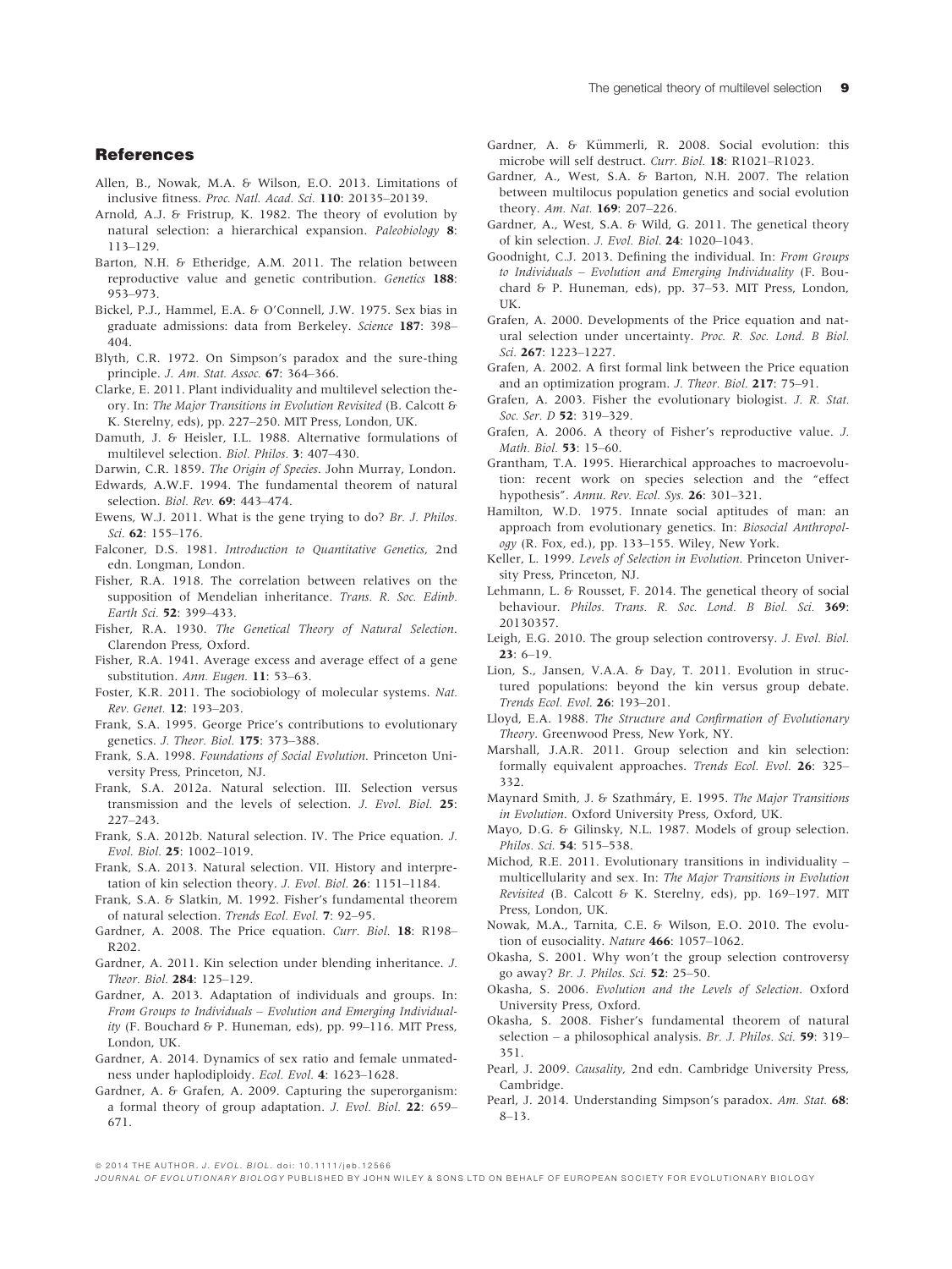## References

Allen, B., Nowak, M.A. & Wilson, E.O. 2013. Limitations of inclusive fitness. *Proc. Natl. Acad. Sci.* **110**: 20135–20139.

Arnold, A.J. & Fristrup, K. 1982. The theory of evolution by natural selection: a hierarchical expansion. *Paleobiology* **8**: 113–129.

Barton, N.H. & Etheridge, A.M. 2011. The relation between reproductive value and genetic contribution. *Genetics* **188**: 953–973.

Bickel, P.J., Hammel, E.A. & O'Connell, J.W. 1975. Sex bias in graduate admissions: data from Berkeley. *Science* **187**: 398–404.

Blyth, C.R. 1972. On Simpson's paradox and the sure-thing principle. *J. Am. Stat. Assoc.* **67**: 364–366.

Clarke, E. 2011. Plant individuality and multilevel selection theory. In: *The Major Transitions in Evolution Revisited* (B. Calcott & K. Sterelny, eds), pp. 227–250. MIT Press, London, UK.

Damuth, J. & Heisler, I.L. 1988. Alternative formulations of multilevel selection. *Biol. Philos.* **3**: 407–430.

Darwin, C.R. 1859. *The Origin of Species*. John Murray, London.

Edwards, A.W.F. 1994. The fundamental theorem of natural selection. *Biol. Rev.* **69**: 443–474.

Ewens, W.J. 2011. What is the gene trying to do? *Br. J. Philos. Sci.* **62**: 155–176.

Falconer, D.S. 1981. *Introduction to Quantitative Genetics*, 2nd edn. Longman, London.

Fisher, R.A. 1918. The correlation between relatives on the supposition of Mendelian inheritance. *Trans. R. Soc. Edinb. Earth Sci.* **52**: 399–433.

Fisher, R.A. 1930. *The Genetical Theory of Natural Selection*. Clarendon Press, Oxford.

Fisher, R.A. 1941. Average excess and average effect of a gene substitution. *Ann. Eugen.* **11**: 53–63.

Foster, K.R. 2011. The sociobiology of molecular systems. *Nat. Rev. Genet.* **12**: 193–203.

Frank, S.A. 1995. George Price's contributions to evolutionary genetics. *J. Theor. Biol.* **175**: 373–388.

Frank, S.A. 1998. *Foundations of Social Evolution*. Princeton University Press, Princeton, NJ.

Frank, S.A. 2012a. Natural selection. III. Selection versus transmission and the levels of selection. *J. Evol. Biol.* **25**: 227–243.

Frank, S.A. 2012b. Natural selection. IV. The Price equation. *J. Evol. Biol.* **25**: 1002–1019.

Frank, S.A. 2013. Natural selection. VII. History and interpretation of kin selection theory. *J. Evol. Biol.* **26**: 1151–1184.

Frank, S.A. & Slatkin, M. 1992. Fisher's fundamental theorem of natural selection. *Trends Ecol. Evol.* **7**: 92–95.

Gardner, A. 2008. The Price equation. *Curr. Biol.* **18**: R198–R202.

Gardner, A. 2011. Kin selection under blending inheritance. *J. Theor. Biol.* **284**: 125–129.

Gardner, A. 2013. Adaptation of individuals and groups. In: *From Groups to Individuals – Evolution and Emerging Individuality* (F. Bouchard & P. Huneman, eds), pp. 99–116. MIT Press, London, UK.

Gardner, A. 2014. Dynamics of sex ratio and female unmatedness under haplodiploidy. *Ecol. Evol.* **4**: 1623–1628.

Gardner, A. & Grafen, A. 2009. Capturing the superorganism: a formal theory of group adaptation. *J. Evol. Biol.* **22**: 659–671.

Gardner, A. & Kümmerli, R. 2008. Social evolution: this microbe will self destruct. *Curr. Biol.* **18**: R1021–R1023.

Gardner, A., West, S.A. & Barton, N.H. 2007. The relation between multilocus population genetics and social evolution theory. *Am. Nat.* **169**: 207–226.

Gardner, A., West, S.A. & Wild, G. 2011. The genetical theory of kin selection. *J. Evol. Biol.* **24**: 1020–1043.

Goodnight, C.J. 2013. Defining the individual. In: *From Groups to Individuals – Evolution and Emerging Individuality* (F. Bouchard & P. Huneman, eds), pp. 37–53. MIT Press, London, UK.

Grafen, A. 2000. Developments of the Price equation and natural selection under uncertainty. *Proc. R. Soc. Lond. B Biol. Sci.* **267**: 1223–1227.

Grafen, A. 2002. A first formal link between the Price equation and an optimization program. *J. Theor. Biol.* **217**: 75–91.

Grafen, A. 2003. Fisher the evolutionary biologist. *J. R. Stat. Soc. Ser. D* **52**: 319–329.

Grafen, A. 2006. A theory of Fisher's reproductive value. *J. Math. Biol.* **53**: 15–60.

Grantham, T.A. 1995. Hierarchical approaches to macroevolution: recent work on species selection and the "effect hypothesis". *Annu. Rev. Ecol. Sys.* **26**: 301–321.

Hamilton, W.D. 1975. Innate social aptitudes of man: an approach from evolutionary genetics. In: *Biosocial Anthropology* (R. Fox, ed.), pp. 133–155. Wiley, New York.

Keller, L. 1999. *Levels of Selection in Evolution*. Princeton University Press, Princeton, NJ.

Lehmann, L. & Rousset, F. 2014. The genetical theory of social behaviour. *Philos. Trans. R. Soc. Lond. B Biol. Sci.* **369**: 20130357.

Leigh, E.G. 2010. The group selection controversy. *J. Evol. Biol.* **23**: 6–19.

Lion, S., Jansen, V.A.A. & Day, T. 2011. Evolution in structured populations: beyond the kin versus group debate. *Trends Ecol. Evol.* **26**: 193–201.

Lloyd, E.A. 1988. *The Structure and Confirmation of Evolutionary Theory*. Greenwood Press, New York, NY.

Marshall, J.A.R. 2011. Group selection and kin selection: formally equivalent approaches. *Trends Ecol. Evol.* **26**: 325–332.

Maynard Smith, J. & Szathmáry, E. 1995. *The Major Transitions in Evolution*. Oxford University Press, Oxford, UK.

Mayo, D.G. & Gilinsky, N.L. 1987. Models of group selection. *Philos. Sci.* **54**: 515–538.

Michod, R.E. 2011. Evolutionary transitions in individuality – multicellularity and sex. In: *The Major Transitions in Evolution Revisited* (B. Calcott & K. Sterelny, eds), pp. 169–197. MIT Press, London, UK.

Nowak, M.A., Tarnita, C.E. & Wilson, E.O. 2010. The evolution of eusociality. *Nature* **466**: 1057–1062.

Okasha, S. 2001. Why won't the group selection controversy go away? *Br. J. Philos. Sci.* **52**: 25–50.

Okasha, S. 2006. *Evolution and the Levels of Selection*. Oxford University Press, Oxford.

Okasha, S. 2008. Fisher's fundamental theorem of natural selection – a philosophical analysis. *Br. J. Philos. Sci.* **59**: 319–351.

Pearl, J. 2009. *Causality*, 2nd edn. Cambridge University Press, Cambridge.

Pearl, J. 2014. Understanding Simpson's paradox. *Am. Stat.* **68**: 8–13.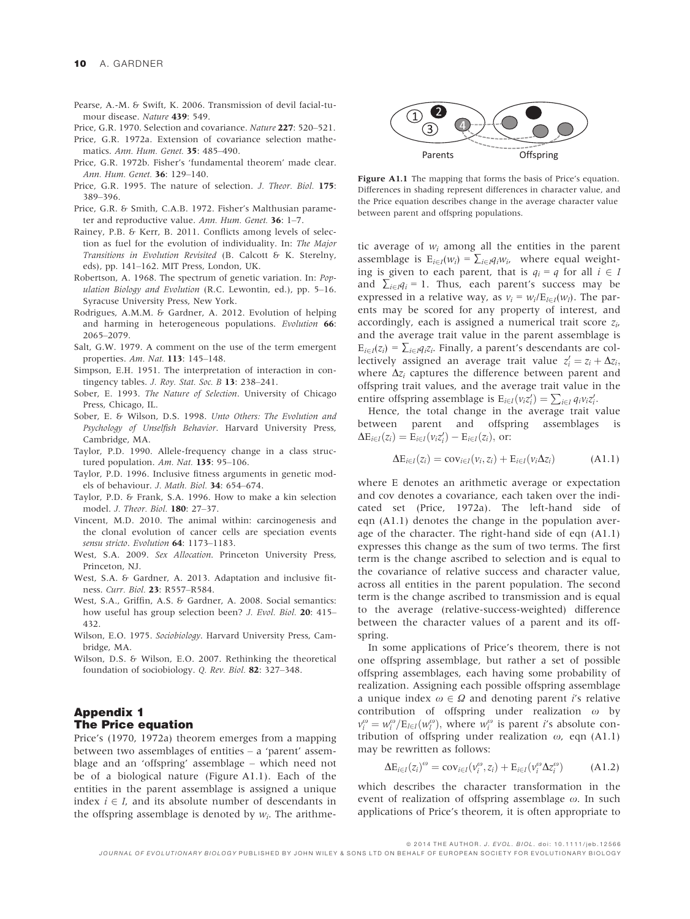Pearse, A.-M. & Swift, K. 2006. Transmission of devil facial-tumour disease. *Nature* **439**: 549.

Price, G.R. 1970. Selection and covariance. *Nature* **227**: 520–521.

Price, G.R. 1972a. Extension of covariance selection mathematics. *Ann. Hum. Genet.* **35**: 485–490.

Price, G.R. 1972b. Fisher's 'fundamental theorem' made clear. *Ann. Hum. Genet.* **36**: 129–140.

Price, G.R. 1995. The nature of selection. *J. Theor. Biol.* **175**: 389–396.

Price, G.R. & Smith, C.A.B. 1972. Fisher's Malthusian parameter and reproductive value. *Ann. Hum. Genet.* **36**: 1–7.

Rainey, P.B. & Kerr, B. 2011. Conflicts among levels of selection as fuel for the evolution of individuality. In: *The Major Transitions in Evolution Revisited* (B. Calcott & K. Sterelny, eds), pp. 141–162. MIT Press, London, UK.

Robertson, A. 1968. The spectrum of genetic variation. In: *Population Biology and Evolution* (R.C. Lewontin, ed.), pp. 5–16. Syracuse University Press, New York.

Rodrigues, A.M.M. & Gardner, A. 2012. Evolution of helping and harming in heterogeneous populations. *Evolution* **66**: 2065–2079.

Salt, G.W. 1979. A comment on the use of the term emergent properties. *Am. Nat.* **113**: 145–148.

Simpson, E.H. 1951. The interpretation of interaction in contingency tables. *J. Roy. Stat. Soc. B* **13**: 238–241.

Sober, E. 1993. *The Nature of Selection*. University of Chicago Press, Chicago, IL.

Sober, E. & Wilson, D.S. 1998. *Unto Others: The Evolution and Psychology of Unselfish Behavior*. Harvard University Press, Cambridge, MA.

Taylor, P.D. 1990. Allele-frequency change in a class structured population. *Am. Nat.* **135**: 95–106.

Taylor, P.D. 1996. Inclusive fitness arguments in genetic models of behaviour. *J. Math. Biol.* **34**: 654–674.

Taylor, P.D. & Frank, S.A. 1996. How to make a kin selection model. *J. Theor. Biol.* **180**: 27–37.

Vincent, M.D. 2010. The animal within: carcinogenesis and the clonal evolution of cancer cells are speciation events *sensu stricto*. *Evolution* **64**: 1173–1183.

West, S.A. 2009. *Sex Allocation*. Princeton University Press, Princeton, NJ.

West, S.A. & Gardner, A. 2013. Adaptation and inclusive fitness. *Curr. Biol.* **23**: R557–R584.

West, S.A., Griffin, A.S. & Gardner, A. 2008. Social semantics: how useful has group selection been? *J. Evol. Biol.* **20**: 415–432.

Wilson, E.O. 1975. *Sociobiology*. Harvard University Press, Cambridge, MA.

Wilson, D.S. & Wilson, E.O. 2007. Rethinking the theoretical foundation of sociobiology. *Q. Rev. Biol.* **82**: 327–348.

## Appendix 1
## The Price equation

Price's (1970, 1972a) theorem emerges from a mapping between two assemblages of entities – a 'parent' assemblage and an 'offspring' assemblage – which need not be of a biological nature (Figure A1.1). Each of the entities in the parent assemblage is assigned a unique index $i \in I$, and its absolute number of descendants in the offspring assemblage is denoted by $w_i$. The arithmetic average of $w_i$ among all the entities in the parent assemblage is $\mathrm{E}_{i\in I}(w_i) = \sum_{i\in I} q_i w_i$, where equal weighting is given to each parent, that is $q_i = q$ for all $i \in I$ and $\sum_{i\in I} q_i = 1$. Thus, each parent's success may be expressed in a relative way, as $v_i = w_i/\mathrm{E}_{l\in I}(w_l)$. The parents may be scored for any property of interest, and accordingly, each is assigned a numerical trait score $z_i$, and the average trait value in the parent assemblage is $\mathrm{E}_{i\in I}(z_i) = \sum_{i\in I} q_i z_i$. Finally, a parent's descendants are collectively assigned an average trait value $z'_i = z_i + \Delta z_i$, where $\Delta z_i$ captures the difference between parent and offspring trait values, and the average trait value in the entire offspring assemblage is $\mathrm{E}_{i\in I}(v_i z'_i) = \sum_{i\in I} q_i v_i z'_i$.

Figure A1.1 The mapping that forms the basis of Price's equation. Differences in shading represent differences in character value, and the Price equation describes change in the average character value between parent and offspring populations.

Hence, the total change in the average trait value between parent and offspring assemblages is $\Delta \mathrm{E}_{i\in I}(z_i) = \mathrm{E}_{i\in I}(v_i z'_i) - \mathrm{E}_{i\in I}(z_i)$, or:

$$\Delta \mathrm{E}_{i\in I}(z_i) = \mathrm{cov}_{i\in I}(v_i, z_i) + \mathrm{E}_{i\in I}(v_i \Delta z_i) \qquad \text{(A1.1)}$$

where E denotes an arithmetic average or expectation and cov denotes a covariance, each taken over the indicated set (Price, 1972a). The left-hand side of eqn (A1.1) denotes the change in the population average of the character. The right-hand side of eqn (A1.1) expresses this change as the sum of two terms. The first term is the change ascribed to selection and is equal to the covariance of relative success and character value, across all entities in the parent population. The second term is the change ascribed to transmission and is equal to the average (relative-success-weighted) difference between the character values of a parent and its offspring.

In some applications of Price's theorem, there is not one offspring assemblage, but rather a set of possible offspring assemblages, each having some probability of realization. Assigning each possible offspring assemblage a unique index $\omega \in \Omega$ and denoting parent $i$'s relative contribution of offspring under realization $\omega$ by $v_i^\omega = w_i^\omega/\mathrm{E}_{l\in I}(w_l^\omega)$, where $w_i^\omega$ is parent $i$'s absolute contribution of offspring under realization $\omega$, eqn (A1.1) may be rewritten as follows:

$$\Delta \mathrm{E}_{i\in I}(z_i)^\omega = \mathrm{cov}_{i\in I}(v_i^\omega, z_i) + \mathrm{E}_{i\in I}(v_i^\omega \Delta z_i^\omega) \qquad \text{(A1.2)}$$

which describes the character transformation in the event of realization of offspring assemblage $\omega$. In such applications of Price's theorem, it is often appropriate to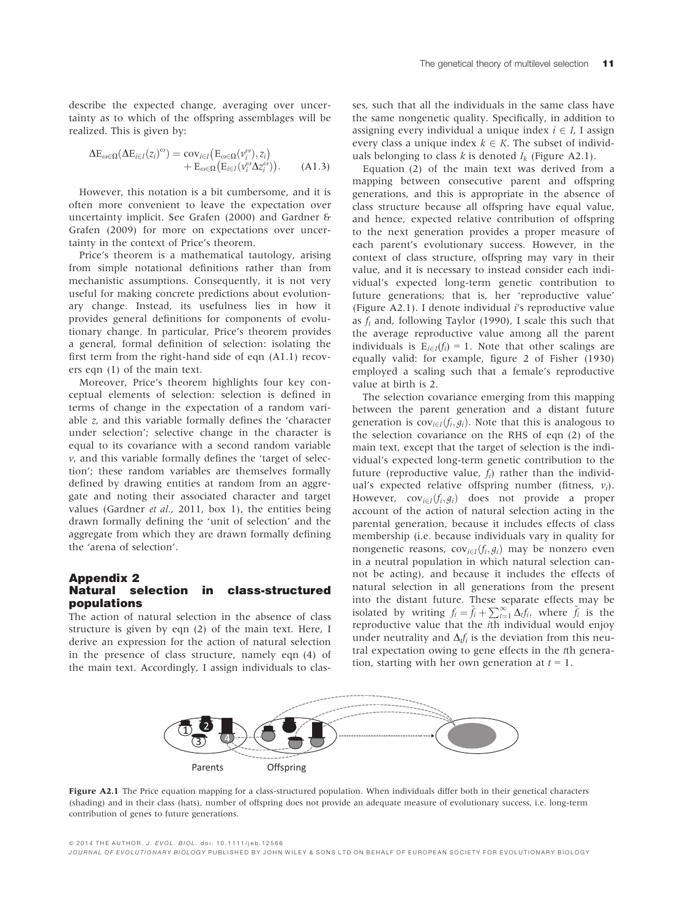describe the expected change, averaging over uncertainty as to which of the offspring assemblages will be realized. This is given by:

$$\Delta \mathrm{E}_{\omega\in\Omega}(\Delta \mathrm{E}_{i\in I}(z_i)^{\omega}) = \mathrm{cov}_{i\in I}\big(\mathrm{E}_{\omega\in\Omega}(v_i^{\omega}), z_i\big) + \mathrm{E}_{\omega\in\Omega}\big(\mathrm{E}_{i\in I}(v_i^{\omega}\Delta z_i^{\omega})\big). \quad \text{(A1.3)}$$

However, this notation is a bit cumbersome, and it is often more convenient to leave the expectation over uncertainty implicit. See Grafen (2000) and Gardner & Grafen (2009) for more on expectations over uncertainty in the context of Price's theorem.

Price's theorem is a mathematical tautology, arising from simple notational definitions rather than from mechanistic assumptions. Consequently, it is not very useful for making concrete predictions about evolutionary change. Instead, its usefulness lies in how it provides general definitions for components of evolutionary change. In particular, Price's theorem provides a general, formal definition of selection: isolating the first term from the right-hand side of eqn (A1.1) recovers eqn (1) of the main text.

Moreover, Price's theorem highlights four key conceptual elements of selection: selection is defined in terms of change in the expectation of a random variable $z$, and this variable formally defines the 'character under selection'; selective change in the character is equal to its covariance with a second random variable $v$, and this variable formally defines the 'target of selection'; these random variables are themselves formally defined by drawing entities at random from an aggregate and noting their associated character and target values (Gardner *et al.*, 2011, box 1), the entities being drawn formally defining the 'unit of selection' and the aggregate from which they are drawn formally defining the 'arena of selection'.

## Appendix 2
## Natural selection in class-structured populations

The action of natural selection in the absence of class structure is given by eqn (2) of the main text. Here, I derive an expression for the action of natural selection in the presence of class structure, namely eqn (4) of the main text. Accordingly, I assign individuals to classes, such that all the individuals in the same class have the same nongenetic quality. Specifically, in addition to assigning every individual a unique index $i \in I$, I assign every class a unique index $k \in K$. The subset of individuals belonging to class $k$ is denoted $I_k$ (Figure A2.1).

Equation (2) of the main text was derived from a mapping between consecutive parent and offspring generations, and this is appropriate in the absence of class structure because all offspring have equal value, and hence, expected relative contribution of offspring to the next generation provides a proper measure of each parent's evolutionary success. However, in the context of class structure, offspring may vary in their value, and it is necessary to instead consider each individual's expected long-term genetic contribution to future generations; that is, her 'reproductive value' (Figure A2.1). I denote individual $i$'s reproductive value as $f_i$ and, following Taylor (1990), I scale this such that the average reproductive value among all the parent individuals is $\mathrm{E}_{i\in I}(f_i) = 1$. Note that other scalings are equally valid: for example, figure 2 of Fisher (1930) employed a scaling such that a female's reproductive value at birth is 2.

The selection covariance emerging from this mapping between the parent generation and a distant future generation is $\mathrm{cov}_{i\in I}(f_i, g_i)$. Note that this is analogous to the selection covariance on the RHS of eqn (2) of the main text, except that the target of selection is the individual's expected long-term genetic contribution to the future (reproductive value, $f_i$) rather than the individual's expected relative offspring number (fitness, $v_i$). However, $\mathrm{cov}_{i\in I}(f_i, g_i)$ does not provide a proper account of the action of natural selection acting in the parental generation, because it includes effects of class membership (i.e. because individuals vary in quality for nongenetic reasons, $\mathrm{cov}_{i\in I}(f_i, g_i)$ may be nonzero even in a neutral population in which natural selection cannot be acting), and because it includes the effects of natural selection in all generations from the present into the distant future. These separate effects may be isolated by writing $f_i = \bar{f}_i + \sum_{t=1}^{\infty} \Delta_t f_i$, where $\bar{f}_i$ is the reproductive value that the $i$th individual would enjoy under neutrality and $\Delta_t f_i$ is the deviation from this neutral expectation owing to gene effects in the $t$th generation, starting with her own generation at $t = 1$.

**Figure A2.1** The Price equation mapping for a class-structured population. When individuals differ both in their genetical characters (shading) and in their class (hats), number of offspring does not provide an adequate measure of evolutionary success, i.e. long-term contribution of genes to future generations.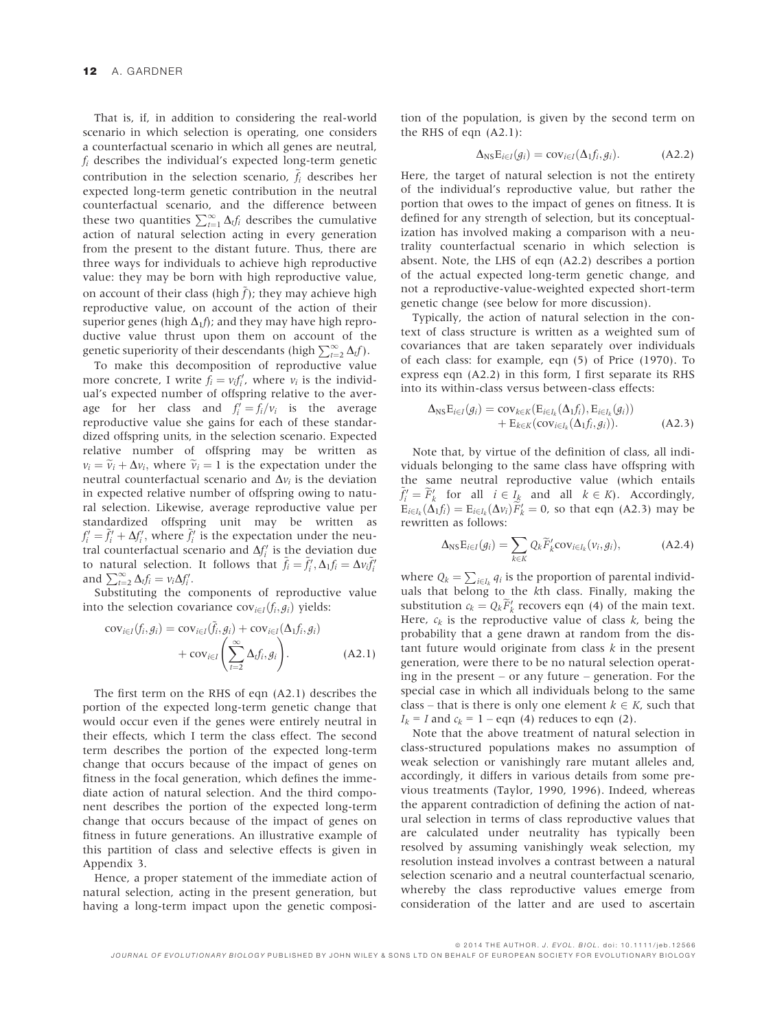That is, if, in addition to considering the real-world scenario in which selection is operating, one considers a counterfactual scenario in which all genes are neutral, $f_i$ describes the individual's expected long-term genetic contribution in the selection scenario, $\tilde{f}_i$ describes her expected long-term genetic contribution in the neutral counterfactual scenario, and the difference between these two quantities $\sum_{t=1}^{\infty} \Delta_t f_i$ describes the cumulative action of natural selection acting in every generation from the present to the distant future. Thus, there are three ways for individuals to achieve high reproductive value: they may be born with high reproductive value, on account of their class (high $\tilde{f}$); they may achieve high reproductive value, on account of the action of their superior genes (high $\Delta_1 f$); and they may have high reproductive value thrust upon them on account of the genetic superiority of their descendants (high $\sum_{t=2}^{\infty} \Delta_t f$).

To make this decomposition of reproductive value more concrete, I write $f_i = v_i f_i'$, where $v_i$ is the individual's expected number of offspring relative to the average for her class and $f_i' = f_i / v_i$ is the average reproductive value she gains for each of these standardized offspring units, in the selection scenario. Expected relative number of offspring may be written as $v_i = \tilde{v}_i + \Delta v_i$, where $\tilde{v}_i = 1$ is the expectation under the neutral counterfactual scenario and $\Delta v_i$ is the deviation in expected relative number of offspring owing to natural selection. Likewise, average reproductive value per standardized offspring unit may be written as $f_i' = \tilde{f}_i' + \Delta f_i'$, where $\tilde{f}_i'$ is the expectation under the neutral counterfactual scenario and $\Delta f_i'$ is the deviation due to natural selection. It follows that $\tilde{f}_i = \tilde{f}_i', \Delta_1 f_i = \Delta v_i \tilde{f}_i'$ and $\sum_{t=2}^{\infty} \Delta_t f_i = v_i \Delta f_i'$.

Substituting the components of reproductive value into the selection covariance $\mathrm{cov}_{i \in I}(f_i, g_i)$ yields:

$$\mathrm{cov}_{i \in I}(f_i, g_i) = \mathrm{cov}_{i \in I}(\tilde{f}_i, g_i) + \mathrm{cov}_{i \in I}(\Delta_1 f_i, g_i) + \mathrm{cov}_{i \in I}\left(\sum_{t=2}^{\infty} \Delta_t f_i, g_i\right). \tag{A2.1}$$

The first term on the RHS of eqn (A2.1) describes the portion of the expected long-term genetic change that would occur even if the genes were entirely neutral in their effects, which I term the class effect. The second term describes the portion of the expected long-term change that occurs because of the impact of genes on fitness in the focal generation, which defines the immediate action of natural selection. And the third component describes the portion of the expected long-term change that occurs because of the impact of genes on fitness in future generations. An illustrative example of this partition of class and selective effects is given in Appendix 3.

Hence, a proper statement of the immediate action of natural selection, acting in the present generation, but having a long-term impact upon the genetic composition of the population, is given by the second term on the RHS of eqn (A2.1):

$$\Delta_{\mathrm{NS}} \mathrm{E}_{i \in I}(g_i) = \mathrm{cov}_{i \in I}(\Delta_1 f_i, g_i). \tag{A2.2}$$

Here, the target of natural selection is not the entirety of the individual's reproductive value, but rather the portion that owes to the impact of genes on fitness. It is defined for any strength of selection, but its conceptualization has involved making a comparison with a neutrality counterfactual scenario in which selection is absent. Note, the LHS of eqn (A2.2) describes a portion of the actual expected long-term genetic change, and not a reproductive-value-weighted expected short-term genetic change (see below for more discussion).

Typically, the action of natural selection in the context of class structure is written as a weighted sum of covariances that are taken separately over individuals of each class: for example, eqn (5) of Price (1970). To express eqn (A2.2) in this form, I first separate its RHS into its within-class versus between-class effects:

$$\Delta_{\mathrm{NS}} \mathrm{E}_{i \in I}(g_i) = \mathrm{cov}_{k \in K}(\mathrm{E}_{i \in I_k}(\Delta_1 f_i), \mathrm{E}_{i \in I_k}(g_i)) + \mathrm{E}_{k \in K}(\mathrm{cov}_{i \in I_k}(\Delta_1 f_i, g_i)). \tag{A2.3}$$

Note that, by virtue of the definition of class, all individuals belonging to the same class have offspring with the same neutral reproductive value (which entails $\tilde{f}_i' = \tilde{F}_k'$ for all $i \in I_k$ and all $k \in K$). Accordingly, $\mathrm{E}_{i \in I_k}(\Delta_1 f_i) = \mathrm{E}_{i \in I_k}(\Delta v_i) \tilde{F}_k' = 0$, so that eqn (A2.3) may be rewritten as follows:

$$\Delta_{\mathrm{NS}} \mathrm{E}_{i \in I}(g_i) = \sum_{k \in K} Q_k \tilde{F}_k' \mathrm{cov}_{i \in I_k}(v_i, g_i), \tag{A2.4}$$

where $Q_k = \sum_{i \in I_k} q_i$ is the proportion of parental individuals that belong to the $k$th class. Finally, making the substitution $c_k = Q_k \tilde{F}_k'$ recovers eqn (4) of the main text. Here, $c_k$ is the reproductive value of class $k$, being the probability that a gene drawn at random from the distant future would originate from class $k$ in the present generation, were there to be no natural selection operating in the present – or any future – generation. For the special case in which all individuals belong to the same class – that is there is only one element $k \in K$, such that $I_k = I$ and $c_k = 1$ – eqn (4) reduces to eqn (2).

Note that the above treatment of natural selection in class-structured populations makes no assumption of weak selection or vanishingly rare mutant alleles and, accordingly, it differs in various details from some previous treatments (Taylor, 1990, 1996). Indeed, whereas the apparent contradiction of defining the action of natural selection in terms of class reproductive values that are calculated under neutrality has typically been resolved by assuming vanishingly weak selection, my resolution instead involves a contrast between a natural selection scenario and a neutral counterfactual scenario, whereby the class reproductive values emerge from consideration of the latter and are used to ascertain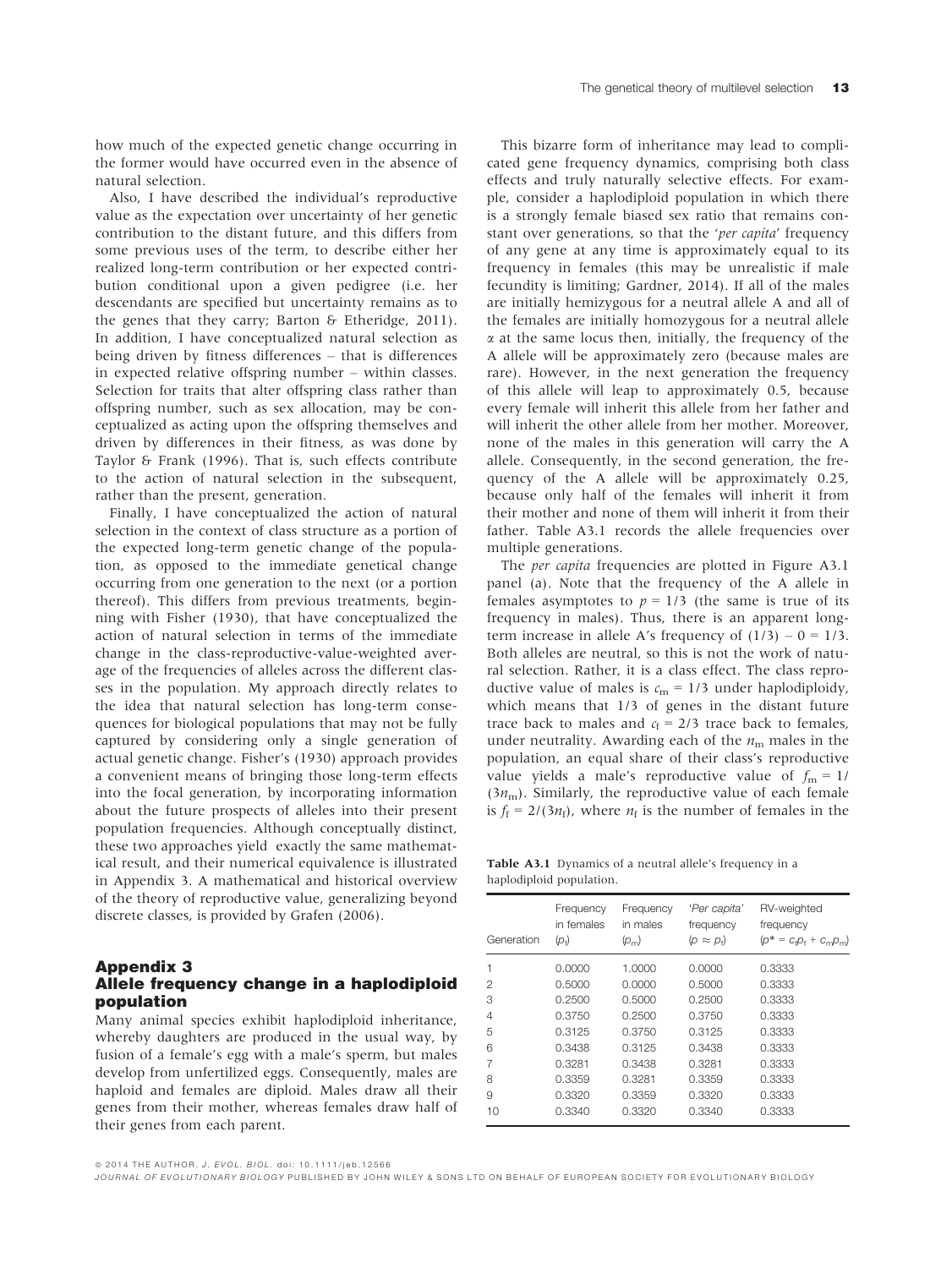how much of the expected genetic change occurring in the former would have occurred even in the absence of natural selection.

Also, I have described the individual's reproductive value as the expectation over uncertainty of her genetic contribution to the distant future, and this differs from some previous uses of the term, to describe either her realized long-term contribution or her expected contribution conditional upon a given pedigree (i.e. her descendants are specified but uncertainty remains as to the genes that they carry; Barton & Etheridge, 2011). In addition, I have conceptualized natural selection as being driven by fitness differences – that is differences in expected relative offspring number – within classes. Selection for traits that alter offspring class rather than offspring number, such as sex allocation, may be conceptualized as acting upon the offspring themselves and driven by differences in their fitness, as was done by Taylor & Frank (1996). That is, such effects contribute to the action of natural selection in the subsequent, rather than the present, generation.

Finally, I have conceptualized the action of natural selection in the context of class structure as a portion of the expected long-term genetic change of the population, as opposed to the immediate genetical change occurring from one generation to the next (or a portion thereof). This differs from previous treatments, beginning with Fisher (1930), that have conceptualized the action of natural selection in terms of the immediate change in the class-reproductive-value-weighted average of the frequencies of alleles across the different classes in the population. My approach directly relates to the idea that natural selection has long-term consequences for biological populations that may not be fully captured by considering only a single generation of actual genetic change. Fisher's (1930) approach provides a convenient means of bringing those long-term effects into the focal generation, by incorporating information about the future prospects of alleles into their present population frequencies. Although conceptually distinct, these two approaches yield exactly the same mathematical result, and their numerical equivalence is illustrated in Appendix 3. A mathematical and historical overview of the theory of reproductive value, generalizing beyond discrete classes, is provided by Grafen (2006).

## Appendix 3
## Allele frequency change in a haplodiploid population

Many animal species exhibit haplodiploid inheritance, whereby daughters are produced in the usual way, by fusion of a female's egg with a male's sperm, but males develop from unfertilized eggs. Consequently, males are haploid and females are diploid. Males draw all their genes from their mother, whereas females draw half of their genes from each parent.

This bizarre form of inheritance may lead to complicated gene frequency dynamics, comprising both class effects and truly naturally selective effects. For example, consider a haplodiploid population in which there is a strongly female biased sex ratio that remains constant over generations, so that the '*per capita*' frequency of any gene at any time is approximately equal to its frequency in females (this may be unrealistic if male fecundity is limiting; Gardner, 2014). If all of the males are initially hemizygous for a neutral allele A and all of the females are initially homozygous for a neutral allele $\alpha$ at the same locus then, initially, the frequency of the A allele will be approximately zero (because males are rare). However, in the next generation the frequency of this allele will leap to approximately 0.5, because every female will inherit this allele from her father and will inherit the other allele from her mother. Moreover, none of the males in this generation will carry the A allele. Consequently, in the second generation, the frequency of the A allele will be approximately 0.25, because only half of the females will inherit it from their mother and none of them will inherit it from their father. Table A3.1 records the allele frequencies over multiple generations.

The *per capita* frequencies are plotted in Figure A3.1 panel (a). Note that the frequency of the A allele in females asymptotes to $p = 1/3$ (the same is true of its frequency in males). Thus, there is an apparent long-term increase in allele A's frequency of $(1/3) - 0 = 1/3$. Both alleles are neutral, so this is not the work of natural selection. Rather, it is a class effect. The class reproductive value of males is $c_m = 1/3$ under haplodiploidy, which means that 1/3 of genes in the distant future trace back to males and $c_f = 2/3$ trace back to females, under neutrality. Awarding each of the $n_m$ males in the population, an equal share of their class's reproductive value yields a male's reproductive value of $f_m = 1/(3n_m)$. Similarly, the reproductive value of each female is $f_f = 2/(3n_f)$, where $n_f$ is the number of females in the

**Table A3.1** Dynamics of a neutral allele's frequency in a haplodiploid population.

| Generation | Frequency in females ($p_f$) | Frequency in males ($p_m$) | '*Per capita*' frequency ($p \approx p_f$) | RV-weighted frequency ($p^* = c_f p_f + c_m p_m$) |
|---|---|---|---|---|
| 1 | 0.0000 | 1.0000 | 0.0000 | 0.3333 |
| 2 | 0.5000 | 0.0000 | 0.5000 | 0.3333 |
| 3 | 0.2500 | 0.5000 | 0.2500 | 0.3333 |
| 4 | 0.3750 | 0.2500 | 0.3750 | 0.3333 |
| 5 | 0.3125 | 0.3750 | 0.3125 | 0.3333 |
| 6 | 0.3438 | 0.3125 | 0.3438 | 0.3333 |
| 7 | 0.3281 | 0.3438 | 0.3281 | 0.3333 |
| 8 | 0.3359 | 0.3281 | 0.3359 | 0.3333 |
| 9 | 0.3320 | 0.3359 | 0.3320 | 0.3333 |
| 10 | 0.3340 | 0.3320 | 0.3340 | 0.3333 |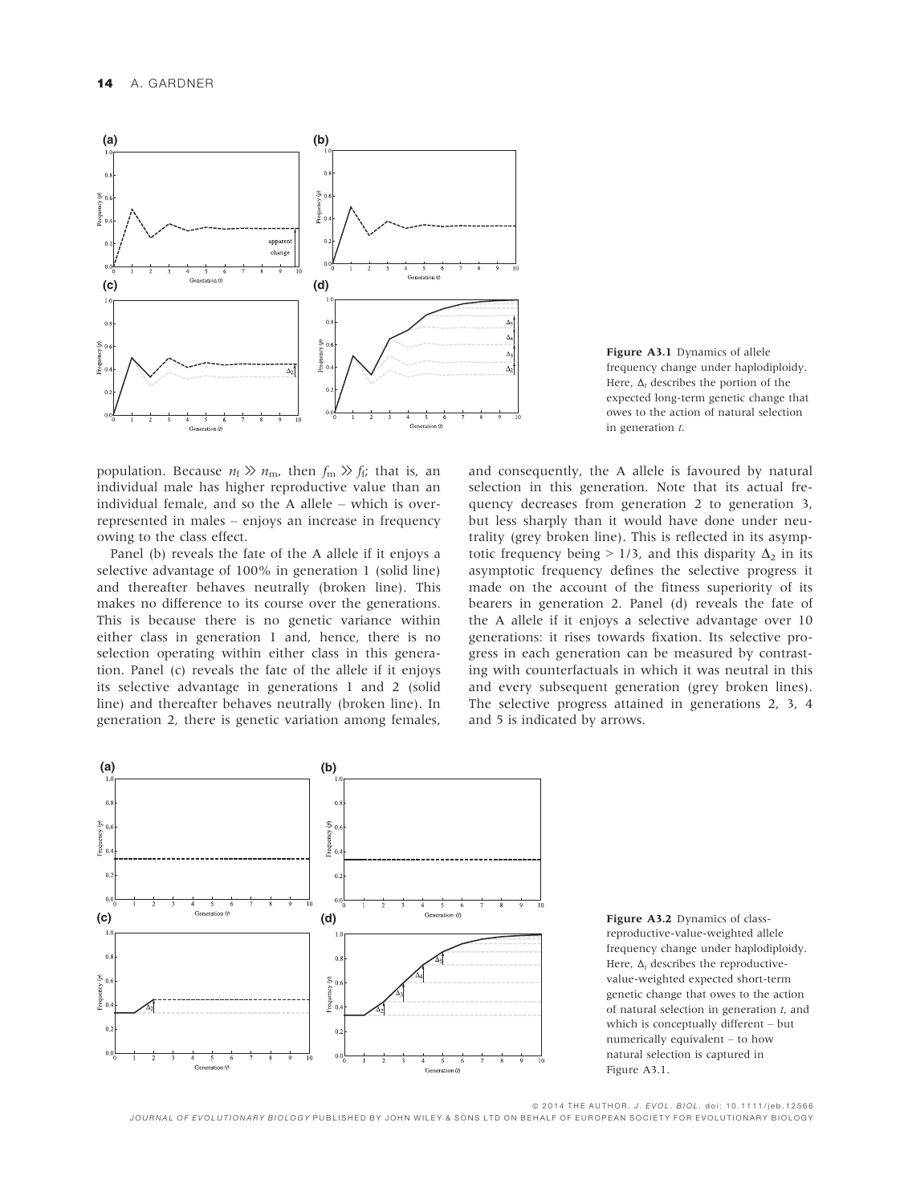Figure A3.1 Dynamics of allele frequency change under haplodiploidy. Here, $\Delta_t$ describes the portion of the expected long-term genetic change that owes to the action of natural selection in generation $t$.

population. Because $n_f \gg n_m$, then $f_m \gg f_f$; that is, an individual male has higher reproductive value than an individual female, and so the A allele – which is overrepresented in males – enjoys an increase in frequency owing to the class effect.

Panel (b) reveals the fate of the A allele if it enjoys a selective advantage of 100% in generation 1 (solid line) and thereafter behaves neutrally (broken line). This makes no difference to its course over the generations. This is because there is no genetic variance within either class in generation 1 and, hence, there is no selection operating within either class in this generation. Panel (c) reveals the fate of the allele if it enjoys its selective advantage in generations 1 and 2 (solid line) and thereafter behaves neutrally (broken line). In generation 2, there is genetic variation among females, and consequently, the A allele is favoured by natural selection in this generation. Note that its actual frequency decreases from generation 2 to generation 3, but less sharply than it would have done under neutrality (grey broken line). This is reflected in its asymptotic frequency being > 1/3, and this disparity $\Delta_2$ in its asymptotic frequency defines the selective progress it made on the account of the fitness superiority of its bearers in generation 2. Panel (d) reveals the fate of the A allele if it enjoys a selective advantage over 10 generations: it rises towards fixation. Its selective progress in each generation can be measured by contrasting with counterfactuals in which it was neutral in this and every subsequent generation (grey broken lines). The selective progress attained in generations 2, 3, 4 and 5 is indicated by arrows.

Figure A3.2 Dynamics of class-reproductive-value-weighted allele frequency change under haplodiploidy. Here, $\Delta_t$ describes the reproductive-value-weighted expected short-term genetic change that owes to the action of natural selection in generation $t$, and which is conceptually different – but numerically equivalent – to how natural selection is captured in Figure A3.1.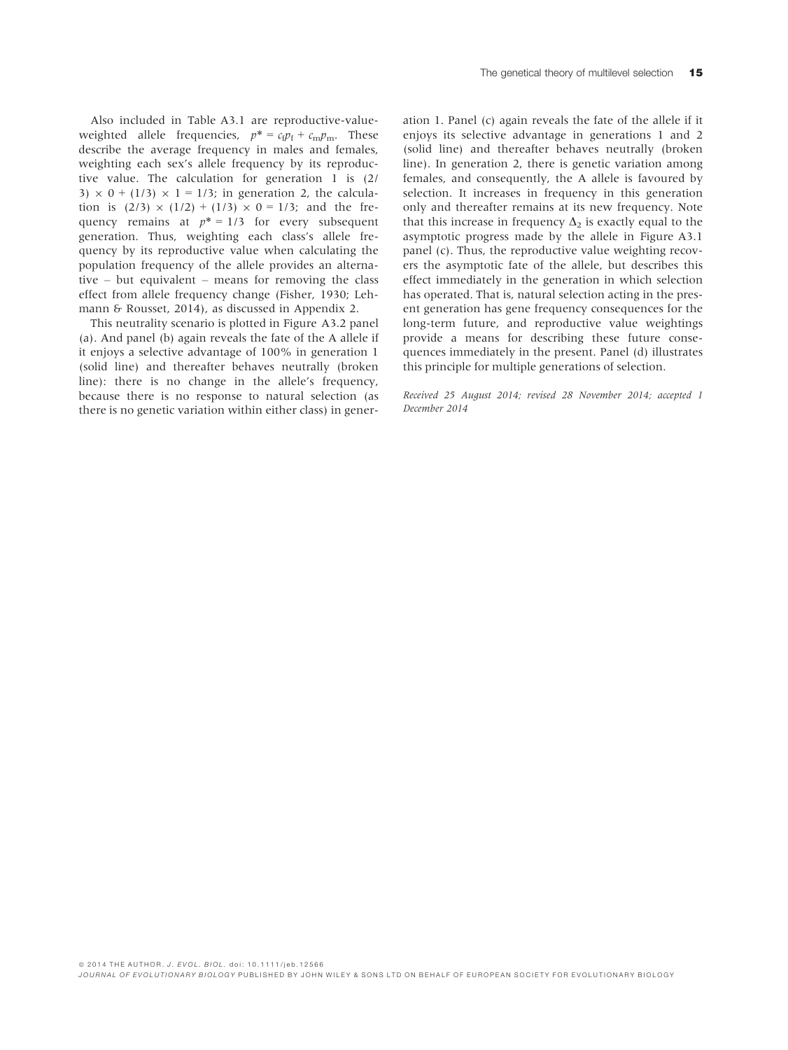Also included in Table A3.1 are reproductive-value-weighted allele frequencies, $p^* = c_f p_f + c_m p_m$. These describe the average frequency in males and females, weighting each sex's allele frequency by its reproductive value. The calculation for generation 1 is $(2/3) \times 0 + (1/3) \times 1 = 1/3$; in generation 2, the calculation is $(2/3) \times (1/2) + (1/3) \times 0 = 1/3$; and the frequency remains at $p^* = 1/3$ for every subsequent generation. Thus, weighting each class's allele frequency by its reproductive value when calculating the population frequency of the allele provides an alternative – but equivalent – means for removing the class effect from allele frequency change (Fisher, 1930; Lehmann & Rousset, 2014), as discussed in Appendix 2.

This neutrality scenario is plotted in Figure A3.2 panel (a). And panel (b) again reveals the fate of the A allele if it enjoys a selective advantage of 100% in generation 1 (solid line) and thereafter behaves neutrally (broken line): there is no change in the allele's frequency, because there is no response to natural selection (as there is no genetic variation within either class) in generation 1. Panel (c) again reveals the fate of the allele if it enjoys its selective advantage in generations 1 and 2 (solid line) and thereafter behaves neutrally (broken line). In generation 2, there is genetic variation among females, and consequently, the A allele is favoured by selection. It increases in frequency in this generation only and thereafter remains at its new frequency. Note that this increase in frequency $\Delta_2$ is exactly equal to the asymptotic progress made by the allele in Figure A3.1 panel (c). Thus, the reproductive value weighting recovers the asymptotic fate of the allele, but describes this effect immediately in the generation in which selection has operated. That is, natural selection acting in the present generation has gene frequency consequences for the long-term future, and reproductive value weightings provide a means for describing these future consequences immediately in the present. Panel (d) illustrates this principle for multiple generations of selection.

*Received 25 August 2014; revised 28 November 2014; accepted 1 December 2014*